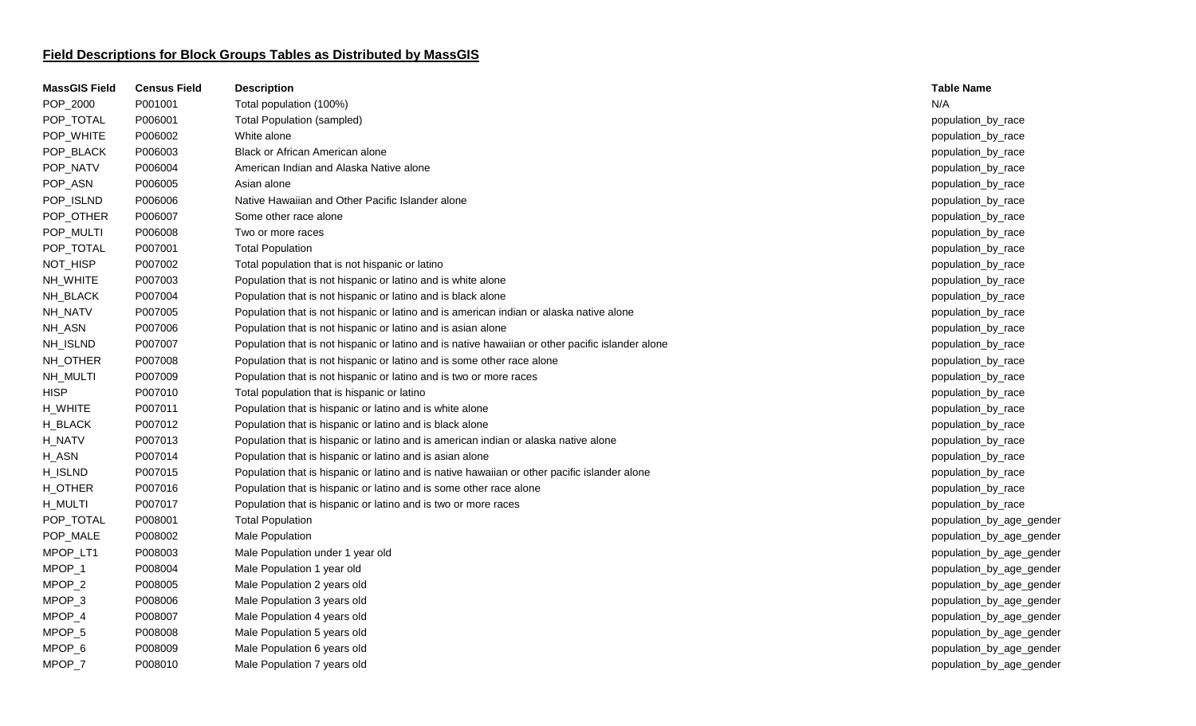## Field Descriptions for Block Groups Tables as Distributed by MassGIS

| MassGIS Field | Census Field | Description | Table Name |
|---|---|---|---|
| POP_2000 | P001001 | Total population (100%) | N/A |
| POP_TOTAL | P006001 | Total Population (sampled) | population_by_race |
| POP_WHITE | P006002 | White alone | population_by_race |
| POP_BLACK | P006003 | Black or African American alone | population_by_race |
| POP_NATV | P006004 | American Indian and Alaska Native alone | population_by_race |
| POP_ASN | P006005 | Asian alone | population_by_race |
| POP_ISLND | P006006 | Native Hawaiian and Other Pacific Islander alone | population_by_race |
| POP_OTHER | P006007 | Some other race alone | population_by_race |
| POP_MULTI | P006008 | Two or more races | population_by_race |
| POP_TOTAL | P007001 | Total Population | population_by_race |
| NOT_HISP | P007002 | Total population that is not hispanic or latino | population_by_race |
| NH_WHITE | P007003 | Population that is not hispanic or latino and is white alone | population_by_race |
| NH_BLACK | P007004 | Population that is not hispanic or latino and is black alone | population_by_race |
| NH_NATV | P007005 | Population that is not hispanic or latino and is american indian or alaska native alone | population_by_race |
| NH_ASN | P007006 | Population that is not hispanic or latino and is asian alone | population_by_race |
| NH_ISLND | P007007 | Population that is not hispanic or latino and is native hawaiian or other pacific islander alone | population_by_race |
| NH_OTHER | P007008 | Population that is not hispanic or latino and is some other race alone | population_by_race |
| NH_MULTI | P007009 | Population that is not hispanic or latino and is two or more races | population_by_race |
| HISP | P007010 | Total population that is hispanic or latino | population_by_race |
| H_WHITE | P007011 | Population that is hispanic or latino and is white alone | population_by_race |
| H_BLACK | P007012 | Population that is hispanic or latino and is black alone | population_by_race |
| H_NATV | P007013 | Population that is hispanic or latino and is american indian or alaska native alone | population_by_race |
| H_ASN | P007014 | Population that is hispanic or latino and is asian alone | population_by_race |
| H_ISLND | P007015 | Population that is hispanic or latino and is native hawaiian or other pacific islander alone | population_by_race |
| H_OTHER | P007016 | Population that is hispanic or latino and is some other race alone | population_by_race |
| H_MULTI | P007017 | Population that is hispanic or latino and is two or more races | population_by_race |
| POP_TOTAL | P008001 | Total Population | population_by_age_gender |
| POP_MALE | P008002 | Male Population | population_by_age_gender |
| MPOP_LT1 | P008003 | Male Population under 1 year old | population_by_age_gender |
| MPOP_1 | P008004 | Male Population 1 year old | population_by_age_gender |
| MPOP_2 | P008005 | Male Population 2 years old | population_by_age_gender |
| MPOP_3 | P008006 | Male Population 3 years old | population_by_age_gender |
| MPOP_4 | P008007 | Male Population 4 years old | population_by_age_gender |
| MPOP_5 | P008008 | Male Population 5 years old | population_by_age_gender |
| MPOP_6 | P008009 | Male Population 6 years old | population_by_age_gender |
| MPOP_7 | P008010 | Male Population 7 years old | population_by_age_gender |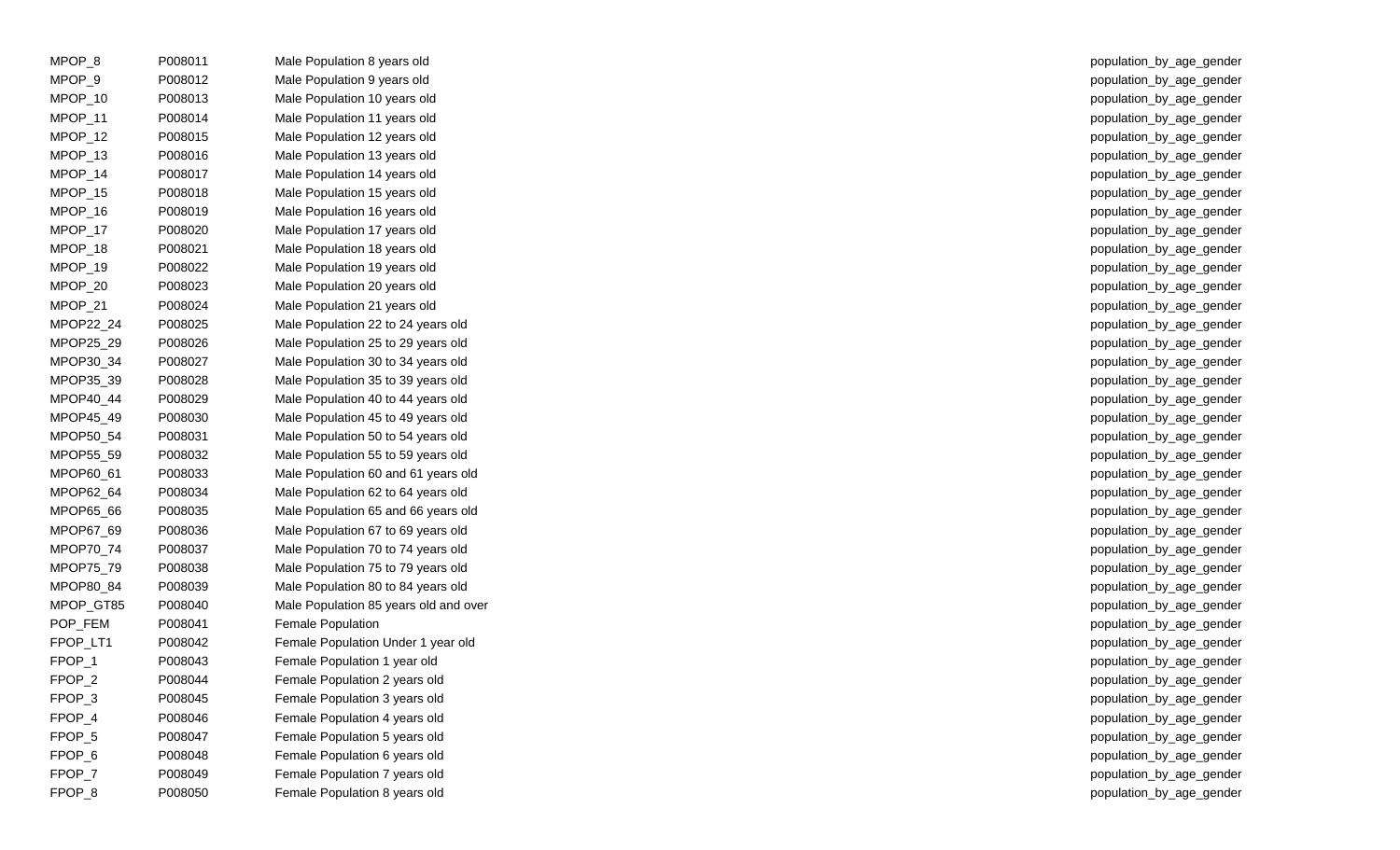| | | | |
|---|---|---|---|
| MPOP_8 | P008011 | Male Population 8 years old | population_by_age_gender |
| MPOP_9 | P008012 | Male Population 9 years old | population_by_age_gender |
| MPOP_10 | P008013 | Male Population 10 years old | population_by_age_gender |
| MPOP_11 | P008014 | Male Population 11 years old | population_by_age_gender |
| MPOP_12 | P008015 | Male Population 12 years old | population_by_age_gender |
| MPOP_13 | P008016 | Male Population 13 years old | population_by_age_gender |
| MPOP_14 | P008017 | Male Population 14 years old | population_by_age_gender |
| MPOP_15 | P008018 | Male Population 15 years old | population_by_age_gender |
| MPOP_16 | P008019 | Male Population 16 years old | population_by_age_gender |
| MPOP_17 | P008020 | Male Population 17 years old | population_by_age_gender |
| MPOP_18 | P008021 | Male Population 18 years old | population_by_age_gender |
| MPOP_19 | P008022 | Male Population 19 years old | population_by_age_gender |
| MPOP_20 | P008023 | Male Population 20 years old | population_by_age_gender |
| MPOP_21 | P008024 | Male Population 21 years old | population_by_age_gender |
| MPOP22_24 | P008025 | Male Population 22 to 24 years old | population_by_age_gender |
| MPOP25_29 | P008026 | Male Population 25 to 29 years old | population_by_age_gender |
| MPOP30_34 | P008027 | Male Population 30 to 34 years old | population_by_age_gender |
| MPOP35_39 | P008028 | Male Population 35 to 39 years old | population_by_age_gender |
| MPOP40_44 | P008029 | Male Population 40 to 44 years old | population_by_age_gender |
| MPOP45_49 | P008030 | Male Population 45 to 49 years old | population_by_age_gender |
| MPOP50_54 | P008031 | Male Population 50 to 54 years old | population_by_age_gender |
| MPOP55_59 | P008032 | Male Population 55 to 59 years old | population_by_age_gender |
| MPOP60_61 | P008033 | Male Population 60 and 61 years old | population_by_age_gender |
| MPOP62_64 | P008034 | Male Population 62 to 64 years old | population_by_age_gender |
| MPOP65_66 | P008035 | Male Population 65 and 66 years old | population_by_age_gender |
| MPOP67_69 | P008036 | Male Population 67 to 69 years old | population_by_age_gender |
| MPOP70_74 | P008037 | Male Population 70 to 74 years old | population_by_age_gender |
| MPOP75_79 | P008038 | Male Population 75 to 79 years old | population_by_age_gender |
| MPOP80_84 | P008039 | Male Population 80 to 84 years old | population_by_age_gender |
| MPOP_GT85 | P008040 | Male Population 85 years old and over | population_by_age_gender |
| POP_FEM | P008041 | Female Population | population_by_age_gender |
| FPOP_LT1 | P008042 | Female Population Under 1 year old | population_by_age_gender |
| FPOP_1 | P008043 | Female Population 1 year old | population_by_age_gender |
| FPOP_2 | P008044 | Female Population 2 years old | population_by_age_gender |
| FPOP_3 | P008045 | Female Population 3 years old | population_by_age_gender |
| FPOP_4 | P008046 | Female Population 4 years old | population_by_age_gender |
| FPOP_5 | P008047 | Female Population 5 years old | population_by_age_gender |
| FPOP_6 | P008048 | Female Population 6 years old | population_by_age_gender |
| FPOP_7 | P008049 | Female Population 7 years old | population_by_age_gender |
| FPOP_8 | P008050 | Female Population 8 years old | population_by_age_gender |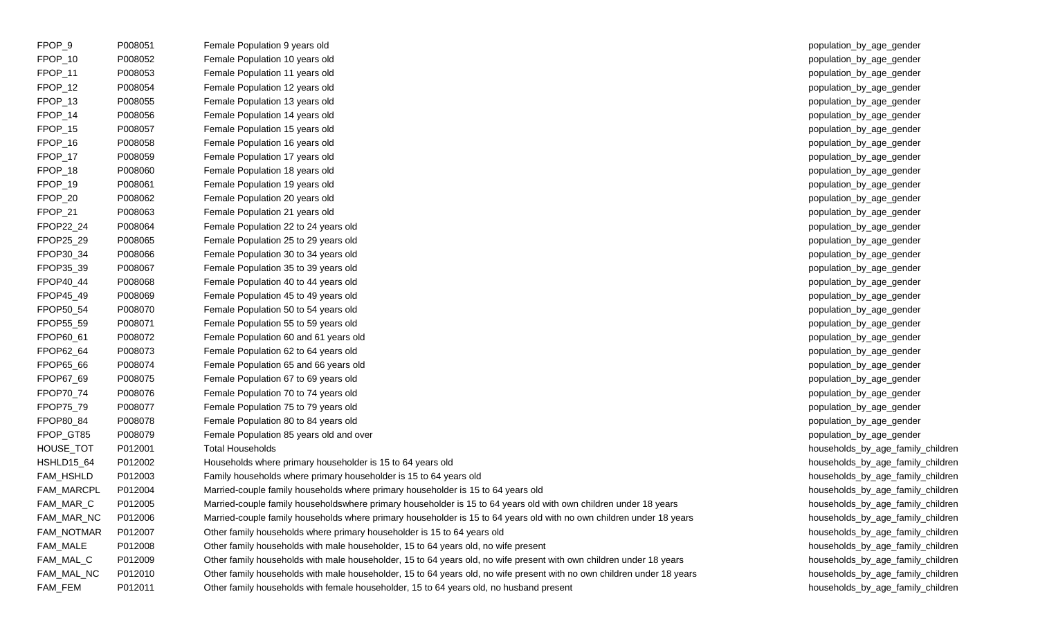| | | | |
|---|---|---|---|
| FPOP_9 | P008051 | Female Population 9 years old | population_by_age_gender |
| FPOP_10 | P008052 | Female Population 10 years old | population_by_age_gender |
| FPOP_11 | P008053 | Female Population 11 years old | population_by_age_gender |
| FPOP_12 | P008054 | Female Population 12 years old | population_by_age_gender |
| FPOP_13 | P008055 | Female Population 13 years old | population_by_age_gender |
| FPOP_14 | P008056 | Female Population 14 years old | population_by_age_gender |
| FPOP_15 | P008057 | Female Population 15 years old | population_by_age_gender |
| FPOP_16 | P008058 | Female Population 16 years old | population_by_age_gender |
| FPOP_17 | P008059 | Female Population 17 years old | population_by_age_gender |
| FPOP_18 | P008060 | Female Population 18 years old | population_by_age_gender |
| FPOP_19 | P008061 | Female Population 19 years old | population_by_age_gender |
| FPOP_20 | P008062 | Female Population 20 years old | population_by_age_gender |
| FPOP_21 | P008063 | Female Population 21 years old | population_by_age_gender |
| FPOP22_24 | P008064 | Female Population 22 to 24 years old | population_by_age_gender |
| FPOP25_29 | P008065 | Female Population 25 to 29 years old | population_by_age_gender |
| FPOP30_34 | P008066 | Female Population 30 to 34 years old | population_by_age_gender |
| FPOP35_39 | P008067 | Female Population 35 to 39 years old | population_by_age_gender |
| FPOP40_44 | P008068 | Female Population 40 to 44 years old | population_by_age_gender |
| FPOP45_49 | P008069 | Female Population 45 to 49 years old | population_by_age_gender |
| FPOP50_54 | P008070 | Female Population 50 to 54 years old | population_by_age_gender |
| FPOP55_59 | P008071 | Female Population 55 to 59 years old | population_by_age_gender |
| FPOP60_61 | P008072 | Female Population 60 and 61 years old | population_by_age_gender |
| FPOP62_64 | P008073 | Female Population 62 to 64 years old | population_by_age_gender |
| FPOP65_66 | P008074 | Female Population 65 and 66 years old | population_by_age_gender |
| FPOP67_69 | P008075 | Female Population 67 to 69 years old | population_by_age_gender |
| FPOP70_74 | P008076 | Female Population 70 to 74 years old | population_by_age_gender |
| FPOP75_79 | P008077 | Female Population 75 to 79 years old | population_by_age_gender |
| FPOP80_84 | P008078 | Female Population 80 to 84 years old | population_by_age_gender |
| FPOP_GT85 | P008079 | Female Population 85 years old and over | population_by_age_gender |
| HOUSE_TOT | P012001 | Total Households | households_by_age_family_children |
| HSHLD15_64 | P012002 | Households where primary householder is 15 to 64 years old | households_by_age_family_children |
| FAM_HSHLD | P012003 | Family households where primary householder is 15 to 64 years old | households_by_age_family_children |
| FAM_MARCPL | P012004 | Married-couple family households where primary householder is 15 to 64 years old | households_by_age_family_children |
| FAM_MAR_C | P012005 | Married-couple family householdswhere primary householder is 15 to 64 years old with own children under 18 years | households_by_age_family_children |
| FAM_MAR_NC | P012006 | Married-couple family households where primary householder is 15 to 64 years old with no own children under 18 years | households_by_age_family_children |
| FAM_NOTMAR | P012007 | Other family households where primary householder is 15 to 64 years old | households_by_age_family_children |
| FAM_MALE | P012008 | Other family households with male householder, 15 to 64 years old, no wife present | households_by_age_family_children |
| FAM_MAL_C | P012009 | Other family households with male householder, 15 to 64 years old, no wife present with own children under 18 years | households_by_age_family_children |
| FAM_MAL_NC | P012010 | Other family households with male householder, 15 to 64 years old, no wife present with no own children under 18 years | households_by_age_family_children |
| FAM_FEM | P012011 | Other family households with female householder, 15 to 64 years old, no husband present | households_by_age_family_children |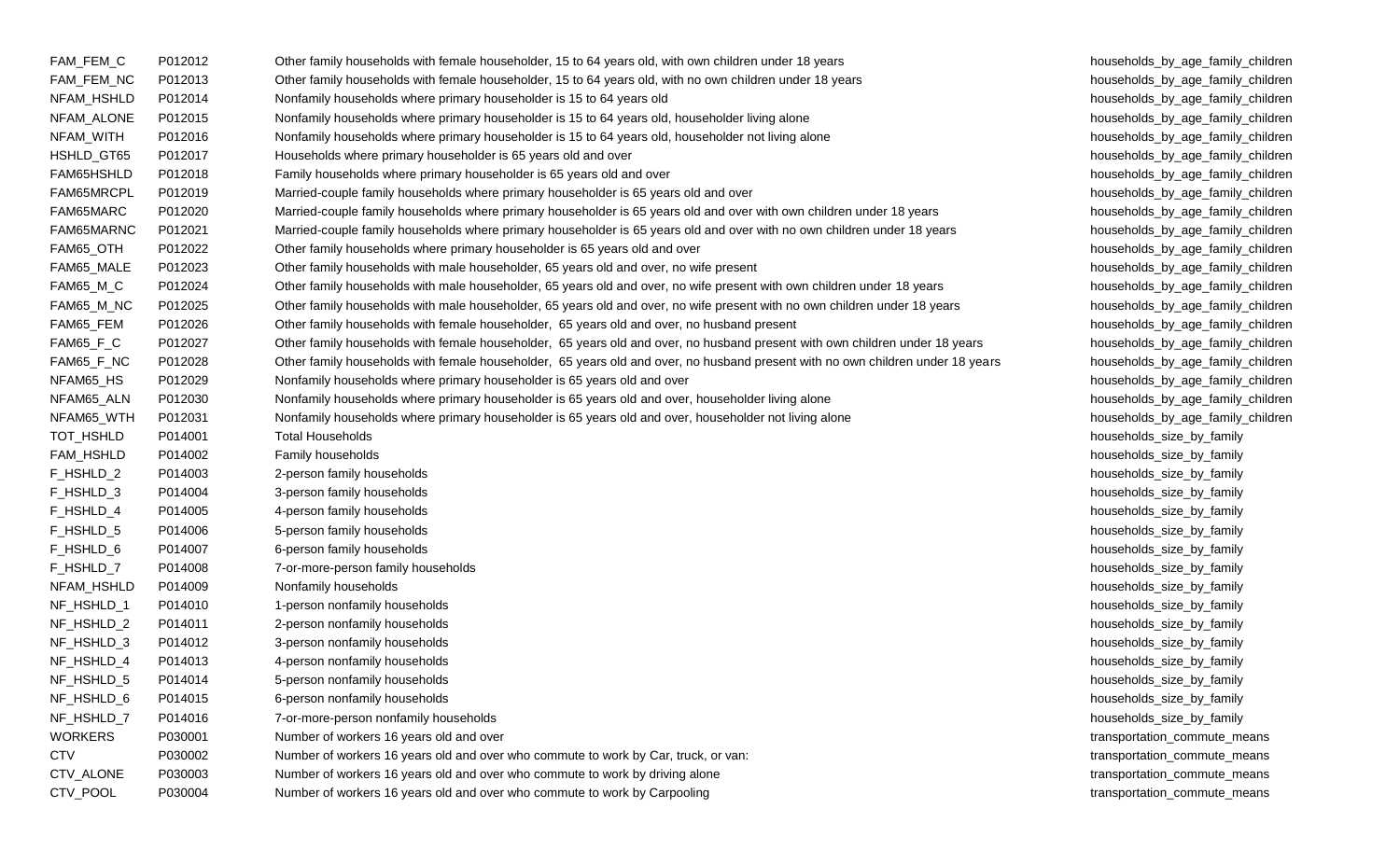| | | | |
|---|---|---|---|
| FAM_FEM_C | P012012 | Other family households with female householder, 15 to 64 years old, with own children under 18 years | households_by_age_family_children |
| FAM_FEM_NC | P012013 | Other family households with female householder, 15 to 64 years old, with no own children under 18 years | households_by_age_family_children |
| NFAM_HSHLD | P012014 | Nonfamily households where primary householder is 15 to 64 years old | households_by_age_family_children |
| NFAM_ALONE | P012015 | Nonfamily households where primary householder is 15 to 64 years old, householder living alone | households_by_age_family_children |
| NFAM_WITH | P012016 | Nonfamily households where primary householder is 15 to 64 years old, householder not living alone | households_by_age_family_children |
| HSHLD_GT65 | P012017 | Households where primary householder is 65 years old and over | households_by_age_family_children |
| FAM65HSHLD | P012018 | Family households where primary householder is 65 years old and over | households_by_age_family_children |
| FAM65MRCPL | P012019 | Married-couple family households where primary householder is 65 years old and over | households_by_age_family_children |
| FAM65MARC | P012020 | Married-couple family households where primary householder is 65 years old and over with own children under 18 years | households_by_age_family_children |
| FAM65MARNC | P012021 | Married-couple family households where primary householder is 65 years old and over with no own children under 18 years | households_by_age_family_children |
| FAM65_OTH | P012022 | Other family households where primary householder is 65 years old and over | households_by_age_family_children |
| FAM65_MALE | P012023 | Other family households with male householder, 65 years old and over, no wife present | households_by_age_family_children |
| FAM65_M_C | P012024 | Other family households with male householder, 65 years old and over, no wife present with own children under 18 years | households_by_age_family_children |
| FAM65_M_NC | P012025 | Other family households with male householder, 65 years old and over, no wife present with no own children under 18 years | households_by_age_family_children |
| FAM65_FEM | P012026 | Other family households with female householder, 65 years old and over, no husband present | households_by_age_family_children |
| FAM65_F_C | P012027 | Other family households with female householder, 65 years old and over, no husband present with own children under 18 years | households_by_age_family_children |
| FAM65_F_NC | P012028 | Other family households with female householder, 65 years old and over, no husband present with no own children under 18 years | households_by_age_family_children |
| NFAM65_HS | P012029 | Nonfamily households where primary householder is 65 years old and over | households_by_age_family_children |
| NFAM65_ALN | P012030 | Nonfamily households where primary householder is 65 years old and over, householder living alone | households_by_age_family_children |
| NFAM65_WTH | P012031 | Nonfamily households where primary householder is 65 years old and over, householder not living alone | households_by_age_family_children |
| TOT_HSHLD | P014001 | Total Households | households_size_by_family |
| FAM_HSHLD | P014002 | Family households | households_size_by_family |
| F_HSHLD_2 | P014003 | 2-person family households | households_size_by_family |
| F_HSHLD_3 | P014004 | 3-person family households | households_size_by_family |
| F_HSHLD_4 | P014005 | 4-person family households | households_size_by_family |
| F_HSHLD_5 | P014006 | 5-person family households | households_size_by_family |
| F_HSHLD_6 | P014007 | 6-person family households | households_size_by_family |
| F_HSHLD_7 | P014008 | 7-or-more-person family households | households_size_by_family |
| NFAM_HSHLD | P014009 | Nonfamily households | households_size_by_family |
| NF_HSHLD_1 | P014010 | 1-person nonfamily households | households_size_by_family |
| NF_HSHLD_2 | P014011 | 2-person nonfamily households | households_size_by_family |
| NF_HSHLD_3 | P014012 | 3-person nonfamily households | households_size_by_family |
| NF_HSHLD_4 | P014013 | 4-person nonfamily households | households_size_by_family |
| NF_HSHLD_5 | P014014 | 5-person nonfamily households | households_size_by_family |
| NF_HSHLD_6 | P014015 | 6-person nonfamily households | households_size_by_family |
| NF_HSHLD_7 | P014016 | 7-or-more-person nonfamily households | households_size_by_family |
| WORKERS | P030001 | Number of workers 16 years old and over | transportation_commute_means |
| CTV | P030002 | Number of workers 16 years old and over who commute to work by Car, truck, or van: | transportation_commute_means |
| CTV_ALONE | P030003 | Number of workers 16 years old and over who commute to work by driving alone | transportation_commute_means |
| CTV_POOL | P030004 | Number of workers 16 years old and over who commute to work by Carpooling | transportation_commute_means |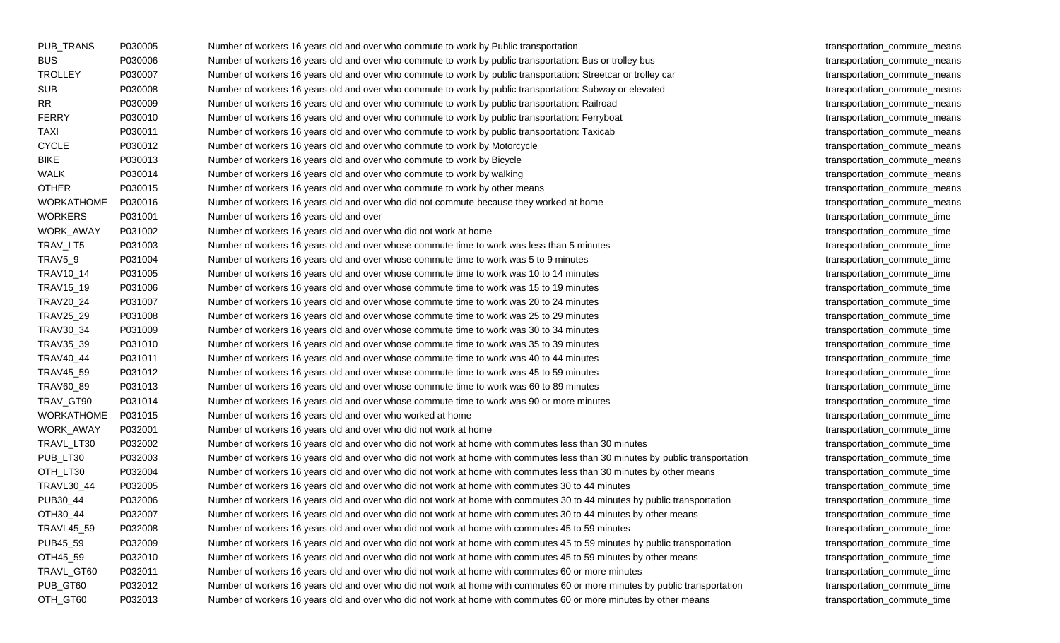| | | | |
|---|---|---|---|
| PUB_TRANS | P030005 | Number of workers 16 years old and over who commute to work by Public transportation | transportation_commute_means |
| BUS | P030006 | Number of workers 16 years old and over who commute to work by public transportation: Bus or trolley bus | transportation_commute_means |
| TROLLEY | P030007 | Number of workers 16 years old and over who commute to work by public transportation: Streetcar or trolley car | transportation_commute_means |
| SUB | P030008 | Number of workers 16 years old and over who commute to work by public transportation: Subway or elevated | transportation_commute_means |
| RR | P030009 | Number of workers 16 years old and over who commute to work by public transportation: Railroad | transportation_commute_means |
| FERRY | P030010 | Number of workers 16 years old and over who commute to work by public transportation: Ferryboat | transportation_commute_means |
| TAXI | P030011 | Number of workers 16 years old and over who commute to work by public transportation: Taxicab | transportation_commute_means |
| CYCLE | P030012 | Number of workers 16 years old and over who commute to work by Motorcycle | transportation_commute_means |
| BIKE | P030013 | Number of workers 16 years old and over who commute to work by Bicycle | transportation_commute_means |
| WALK | P030014 | Number of workers 16 years old and over who commute to work by walking | transportation_commute_means |
| OTHER | P030015 | Number of workers 16 years old and over who commute to work by other means | transportation_commute_means |
| WORKATHOME | P030016 | Number of workers 16 years old and over who did not commute because they worked at home | transportation_commute_means |
| WORKERS | P031001 | Number of workers 16 years old and over | transportation_commute_time |
| WORK_AWAY | P031002 | Number of workers 16 years old and over who did not work at home | transportation_commute_time |
| TRAV_LT5 | P031003 | Number of workers 16 years old and over whose commute time to work was less than 5 minutes | transportation_commute_time |
| TRAV5_9 | P031004 | Number of workers 16 years old and over whose commute time to work was 5 to 9 minutes | transportation_commute_time |
| TRAV10_14 | P031005 | Number of workers 16 years old and over whose commute time to work was 10 to 14 minutes | transportation_commute_time |
| TRAV15_19 | P031006 | Number of workers 16 years old and over whose commute time to work was 15 to 19 minutes | transportation_commute_time |
| TRAV20_24 | P031007 | Number of workers 16 years old and over whose commute time to work was 20 to 24 minutes | transportation_commute_time |
| TRAV25_29 | P031008 | Number of workers 16 years old and over whose commute time to work was 25 to 29 minutes | transportation_commute_time |
| TRAV30_34 | P031009 | Number of workers 16 years old and over whose commute time to work was 30 to 34 minutes | transportation_commute_time |
| TRAV35_39 | P031010 | Number of workers 16 years old and over whose commute time to work was 35 to 39 minutes | transportation_commute_time |
| TRAV40_44 | P031011 | Number of workers 16 years old and over whose commute time to work was 40 to 44 minutes | transportation_commute_time |
| TRAV45_59 | P031012 | Number of workers 16 years old and over whose commute time to work was 45 to 59 minutes | transportation_commute_time |
| TRAV60_89 | P031013 | Number of workers 16 years old and over whose commute time to work was 60 to 89 minutes | transportation_commute_time |
| TRAV_GT90 | P031014 | Number of workers 16 years old and over whose commute time to work was 90 or more minutes | transportation_commute_time |
| WORKATHOME | P031015 | Number of workers 16 years old and over who worked at home | transportation_commute_time |
| WORK_AWAY | P032001 | Number of workers 16 years old and over who did not work at home | transportation_commute_time |
| TRAVL_LT30 | P032002 | Number of workers 16 years old and over who did not work at home with commutes less than 30 minutes | transportation_commute_time |
| PUB_LT30 | P032003 | Number of workers 16 years old and over who did not work at home with commutes less than 30 minutes by public transportation | transportation_commute_time |
| OTH_LT30 | P032004 | Number of workers 16 years old and over who did not work at home with commutes less than 30 minutes by other means | transportation_commute_time |
| TRAVL30_44 | P032005 | Number of workers 16 years old and over who did not work at home with commutes 30 to 44 minutes | transportation_commute_time |
| PUB30_44 | P032006 | Number of workers 16 years old and over who did not work at home with commutes 30 to 44 minutes by public transportation | transportation_commute_time |
| OTH30_44 | P032007 | Number of workers 16 years old and over who did not work at home with commutes 30 to 44 minutes by other means | transportation_commute_time |
| TRAVL45_59 | P032008 | Number of workers 16 years old and over who did not work at home with commutes 45 to 59 minutes | transportation_commute_time |
| PUB45_59 | P032009 | Number of workers 16 years old and over who did not work at home with commutes 45 to 59 minutes by public transportation | transportation_commute_time |
| OTH45_59 | P032010 | Number of workers 16 years old and over who did not work at home with commutes 45 to 59 minutes by other means | transportation_commute_time |
| TRAVL_GT60 | P032011 | Number of workers 16 years old and over who did not work at home with commutes 60 or more minutes | transportation_commute_time |
| PUB_GT60 | P032012 | Number of workers 16 years old and over who did not work at home with commutes 60 or more minutes by public transportation | transportation_commute_time |
| OTH_GT60 | P032013 | Number of workers 16 years old and over who did not work at home with commutes 60 or more minutes by other means | transportation_commute_time |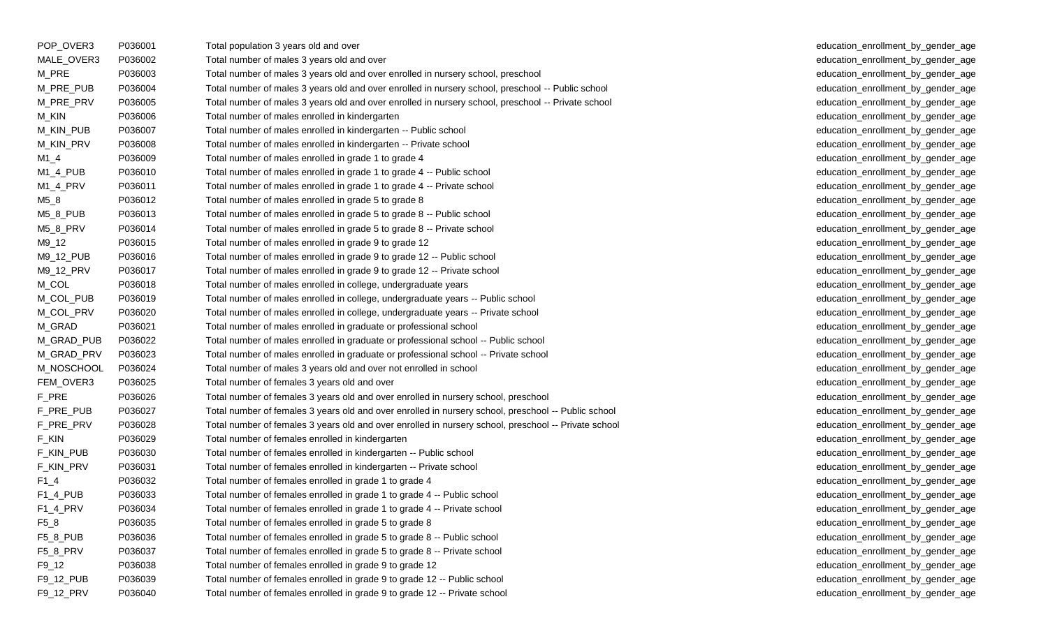| | | | |
|---|---|---|---|
| POP_OVER3 | P036001 | Total population 3 years old and over | education_enrollment_by_gender_age |
| MALE_OVER3 | P036002 | Total number of males 3 years old and over | education_enrollment_by_gender_age |
| M_PRE | P036003 | Total number of males 3 years old and over enrolled in nursery school, preschool | education_enrollment_by_gender_age |
| M_PRE_PUB | P036004 | Total number of males 3 years old and over enrolled in nursery school, preschool -- Public school | education_enrollment_by_gender_age |
| M_PRE_PRV | P036005 | Total number of males 3 years old and over enrolled in nursery school, preschool -- Private school | education_enrollment_by_gender_age |
| M_KIN | P036006 | Total number of males enrolled in kindergarten | education_enrollment_by_gender_age |
| M_KIN_PUB | P036007 | Total number of males enrolled in kindergarten -- Public school | education_enrollment_by_gender_age |
| M_KIN_PRV | P036008 | Total number of males enrolled in kindergarten -- Private school | education_enrollment_by_gender_age |
| M1_4 | P036009 | Total number of males enrolled in grade 1 to grade 4 | education_enrollment_by_gender_age |
| M1_4_PUB | P036010 | Total number of males enrolled in grade 1 to grade 4 -- Public school | education_enrollment_by_gender_age |
| M1_4_PRV | P036011 | Total number of males enrolled in grade 1 to grade 4 -- Private school | education_enrollment_by_gender_age |
| M5_8 | P036012 | Total number of males enrolled in grade 5 to grade 8 | education_enrollment_by_gender_age |
| M5_8_PUB | P036013 | Total number of males enrolled in grade 5 to grade 8 -- Public school | education_enrollment_by_gender_age |
| M5_8_PRV | P036014 | Total number of males enrolled in grade 5 to grade 8 -- Private school | education_enrollment_by_gender_age |
| M9_12 | P036015 | Total number of males enrolled in grade 9 to grade 12 | education_enrollment_by_gender_age |
| M9_12_PUB | P036016 | Total number of males enrolled in grade 9 to grade 12 -- Public school | education_enrollment_by_gender_age |
| M9_12_PRV | P036017 | Total number of males enrolled in grade 9 to grade 12 -- Private school | education_enrollment_by_gender_age |
| M_COL | P036018 | Total number of males enrolled in college, undergraduate years | education_enrollment_by_gender_age |
| M_COL_PUB | P036019 | Total number of males enrolled in college, undergraduate years -- Public school | education_enrollment_by_gender_age |
| M_COL_PRV | P036020 | Total number of males enrolled in college, undergraduate years -- Private school | education_enrollment_by_gender_age |
| M_GRAD | P036021 | Total number of males enrolled in graduate or professional school | education_enrollment_by_gender_age |
| M_GRAD_PUB | P036022 | Total number of males enrolled in graduate or professional school -- Public school | education_enrollment_by_gender_age |
| M_GRAD_PRV | P036023 | Total number of males enrolled in graduate or professional school -- Private school | education_enrollment_by_gender_age |
| M_NOSCHOOL | P036024 | Total number of males 3 years old and over not enrolled in school | education_enrollment_by_gender_age |
| FEM_OVER3 | P036025 | Total number of females 3 years old and over | education_enrollment_by_gender_age |
| F_PRE | P036026 | Total number of females 3 years old and over enrolled in nursery school, preschool | education_enrollment_by_gender_age |
| F_PRE_PUB | P036027 | Total number of females 3 years old and over enrolled in nursery school, preschool -- Public school | education_enrollment_by_gender_age |
| F_PRE_PRV | P036028 | Total number of females 3 years old and over enrolled in nursery school, preschool -- Private school | education_enrollment_by_gender_age |
| F_KIN | P036029 | Total number of females enrolled in kindergarten | education_enrollment_by_gender_age |
| F_KIN_PUB | P036030 | Total number of females enrolled in kindergarten -- Public school | education_enrollment_by_gender_age |
| F_KIN_PRV | P036031 | Total number of females enrolled in kindergarten -- Private school | education_enrollment_by_gender_age |
| F1_4 | P036032 | Total number of females enrolled in grade 1 to grade 4 | education_enrollment_by_gender_age |
| F1_4_PUB | P036033 | Total number of females enrolled in grade 1 to grade 4 -- Public school | education_enrollment_by_gender_age |
| F1_4_PRV | P036034 | Total number of females enrolled in grade 1 to grade 4 -- Private school | education_enrollment_by_gender_age |
| F5_8 | P036035 | Total number of females enrolled in grade 5 to grade 8 | education_enrollment_by_gender_age |
| F5_8_PUB | P036036 | Total number of females enrolled in grade 5 to grade 8 -- Public school | education_enrollment_by_gender_age |
| F5_8_PRV | P036037 | Total number of females enrolled in grade 5 to grade 8 -- Private school | education_enrollment_by_gender_age |
| F9_12 | P036038 | Total number of females enrolled in grade 9 to grade 12 | education_enrollment_by_gender_age |
| F9_12_PUB | P036039 | Total number of females enrolled in grade 9 to grade 12 -- Public school | education_enrollment_by_gender_age |
| F9_12_PRV | P036040 | Total number of females enrolled in grade 9 to grade 12 -- Private school | education_enrollment_by_gender_age |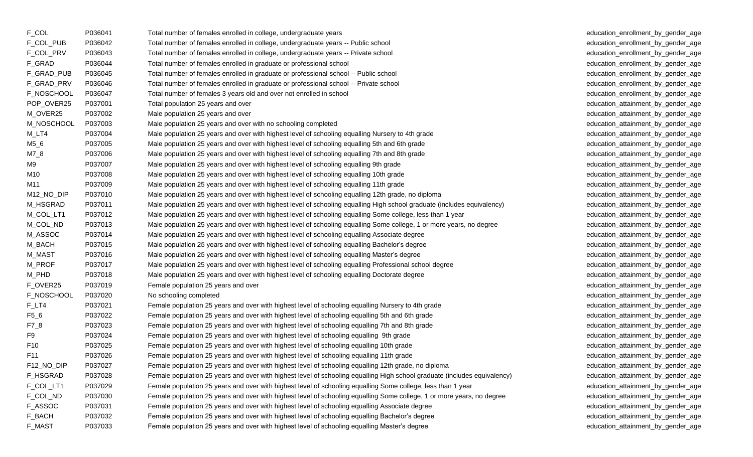| | | | |
|---|---|---|---|
| F_COL | P036041 | Total number of females enrolled in college, undergraduate years | education_enrollment_by_gender_age |
| F_COL_PUB | P036042 | Total number of females enrolled in college, undergraduate years -- Public school | education_enrollment_by_gender_age |
| F_COL_PRV | P036043 | Total number of females enrolled in college, undergraduate years -- Private school | education_enrollment_by_gender_age |
| F_GRAD | P036044 | Total number of females enrolled in graduate or professional school | education_enrollment_by_gender_age |
| F_GRAD_PUB | P036045 | Total number of females enrolled in graduate or professional school -- Public school | education_enrollment_by_gender_age |
| F_GRAD_PRV | P036046 | Total number of females enrolled in graduate or professional school -- Private school | education_enrollment_by_gender_age |
| F_NOSCHOOL | P036047 | Total number of females 3 years old and over not enrolled in school | education_enrollment_by_gender_age |
| POP_OVER25 | P037001 | Total population 25 years and over | education_attainment_by_gender_age |
| M_OVER25 | P037002 | Male population 25 years and over | education_attainment_by_gender_age |
| M_NOSCHOOL | P037003 | Male population 25 years and over with no schooling completed | education_attainment_by_gender_age |
| M_LT4 | P037004 | Male population 25 years and over with highest level of schooling equalling Nursery to 4th grade | education_attainment_by_gender_age |
| M5_6 | P037005 | Male population 25 years and over with highest level of schooling equalling 5th and 6th grade | education_attainment_by_gender_age |
| M7_8 | P037006 | Male population 25 years and over with highest level of schooling equalling 7th and 8th grade | education_attainment_by_gender_age |
| M9 | P037007 | Male population 25 years and over with highest level of schooling equalling 9th grade | education_attainment_by_gender_age |
| M10 | P037008 | Male population 25 years and over with highest level of schooling equalling 10th grade | education_attainment_by_gender_age |
| M11 | P037009 | Male population 25 years and over with highest level of schooling equalling 11th grade | education_attainment_by_gender_age |
| M12_NO_DIP | P037010 | Male population 25 years and over with highest level of schooling equalling 12th grade, no diploma | education_attainment_by_gender_age |
| M_HSGRAD | P037011 | Male population 25 years and over with highest level of schooling equalling High school graduate (includes equivalency) | education_attainment_by_gender_age |
| M_COL_LT1 | P037012 | Male population 25 years and over with highest level of schooling equalling Some college, less than 1 year | education_attainment_by_gender_age |
| M_COL_ND | P037013 | Male population 25 years and over with highest level of schooling equalling Some college, 1 or more years, no degree | education_attainment_by_gender_age |
| M_ASSOC | P037014 | Male population 25 years and over with highest level of schooling equalling Associate degree | education_attainment_by_gender_age |
| M_BACH | P037015 | Male population 25 years and over with highest level of schooling equalling Bachelor's degree | education_attainment_by_gender_age |
| M_MAST | P037016 | Male population 25 years and over with highest level of schooling equalling Master's degree | education_attainment_by_gender_age |
| M_PROF | P037017 | Male population 25 years and over with highest level of schooling equalling Professional school degree | education_attainment_by_gender_age |
| M_PHD | P037018 | Male population 25 years and over with highest level of schooling equalling Doctorate degree | education_attainment_by_gender_age |
| F_OVER25 | P037019 | Female population 25 years and over | education_attainment_by_gender_age |
| F_NOSCHOOL | P037020 | No schooling completed | education_attainment_by_gender_age |
| F_LT4 | P037021 | Female population 25 years and over with highest level of schooling equalling Nursery to 4th grade | education_attainment_by_gender_age |
| F5_6 | P037022 | Female population 25 years and over with highest level of schooling equalling 5th and 6th grade | education_attainment_by_gender_age |
| F7_8 | P037023 | Female population 25 years and over with highest level of schooling equalling 7th and 8th grade | education_attainment_by_gender_age |
| F9 | P037024 | Female population 25 years and over with highest level of schooling equalling 9th grade | education_attainment_by_gender_age |
| F10 | P037025 | Female population 25 years and over with highest level of schooling equalling 10th grade | education_attainment_by_gender_age |
| F11 | P037026 | Female population 25 years and over with highest level of schooling equalling 11th grade | education_attainment_by_gender_age |
| F12_NO_DIP | P037027 | Female population 25 years and over with highest level of schooling equalling 12th grade, no diploma | education_attainment_by_gender_age |
| F_HSGRAD | P037028 | Female population 25 years and over with highest level of schooling equalling High school graduate (includes equivalency) | education_attainment_by_gender_age |
| F_COL_LT1 | P037029 | Female population 25 years and over with highest level of schooling equalling Some college, less than 1 year | education_attainment_by_gender_age |
| F_COL_ND | P037030 | Female population 25 years and over with highest level of schooling equalling Some college, 1 or more years, no degree | education_attainment_by_gender_age |
| F_ASSOC | P037031 | Female population 25 years and over with highest level of schooling equalling Associate degree | education_attainment_by_gender_age |
| F_BACH | P037032 | Female population 25 years and over with highest level of schooling equalling Bachelor's degree | education_attainment_by_gender_age |
| F_MAST | P037033 | Female population 25 years and over with highest level of schooling equalling Master's degree | education_attainment_by_gender_age |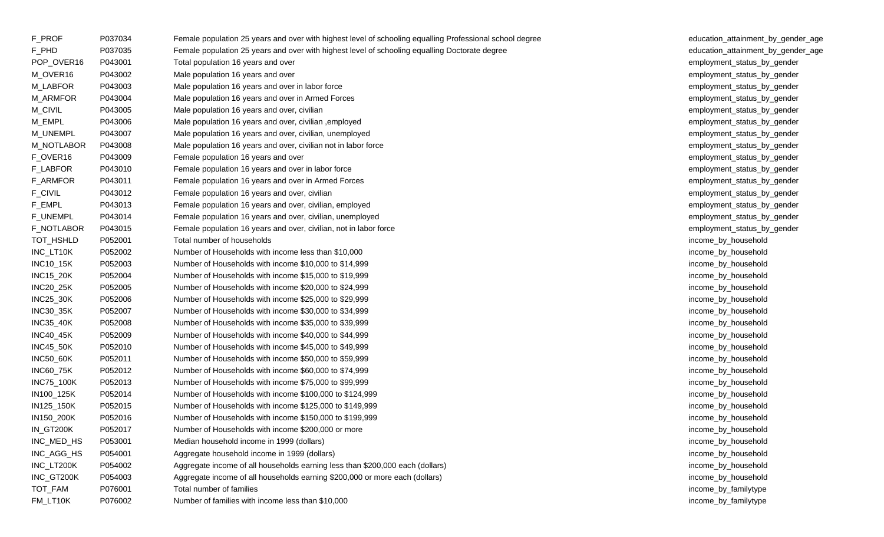| | | | |
|---|---|---|---|
| F_PROF | P037034 | Female population 25 years and over with highest level of schooling equalling Professional school degree | education_attainment_by_gender_age |
| F_PHD | P037035 | Female population 25 years and over with highest level of schooling equalling Doctorate degree | education_attainment_by_gender_age |
| POP_OVER16 | P043001 | Total population 16 years and over | employment_status_by_gender |
| M_OVER16 | P043002 | Male population 16 years and over | employment_status_by_gender |
| M_LABFOR | P043003 | Male population 16 years and over in labor force | employment_status_by_gender |
| M_ARMFOR | P043004 | Male population 16 years and over in Armed Forces | employment_status_by_gender |
| M_CIVIL | P043005 | Male population 16 years and over, civilian | employment_status_by_gender |
| M_EMPL | P043006 | Male population 16 years and over, civilian ,employed | employment_status_by_gender |
| M_UNEMPL | P043007 | Male population 16 years and over, civilian, unemployed | employment_status_by_gender |
| M_NOTLABOR | P043008 | Male population 16 years and over, civilian not in labor force | employment_status_by_gender |
| F_OVER16 | P043009 | Female population 16 years and over | employment_status_by_gender |
| F_LABFOR | P043010 | Female population 16 years and over in labor force | employment_status_by_gender |
| F_ARMFOR | P043011 | Female population 16 years and over in Armed Forces | employment_status_by_gender |
| F_CIVIL | P043012 | Female population 16 years and over, civilian | employment_status_by_gender |
| F_EMPL | P043013 | Female population 16 years and over, civilian, employed | employment_status_by_gender |
| F_UNEMPL | P043014 | Female population 16 years and over, civilian, unemployed | employment_status_by_gender |
| F_NOTLABOR | P043015 | Female population 16 years and over, civilian, not in labor force | employment_status_by_gender |
| TOT_HSHLD | P052001 | Total number of households | income_by_household |
| INC_LT10K | P052002 | Number of Households with income less than $10,000 | income_by_household |
| INC10_15K | P052003 | Number of Households with income $10,000 to $14,999 | income_by_household |
| INC15_20K | P052004 | Number of Households with income $15,000 to $19,999 | income_by_household |
| INC20_25K | P052005 | Number of Households with income $20,000 to $24,999 | income_by_household |
| INC25_30K | P052006 | Number of Households with income $25,000 to $29,999 | income_by_household |
| INC30_35K | P052007 | Number of Households with income $30,000 to $34,999 | income_by_household |
| INC35_40K | P052008 | Number of Households with income $35,000 to $39,999 | income_by_household |
| INC40_45K | P052009 | Number of Households with income $40,000 to $44,999 | income_by_household |
| INC45_50K | P052010 | Number of Households with income $45,000 to $49,999 | income_by_household |
| INC50_60K | P052011 | Number of Households with income $50,000 to $59,999 | income_by_household |
| INC60_75K | P052012 | Number of Households with income $60,000 to $74,999 | income_by_household |
| INC75_100K | P052013 | Number of Households with income $75,000 to $99,999 | income_by_household |
| IN100_125K | P052014 | Number of Households with income $100,000 to $124,999 | income_by_household |
| IN125_150K | P052015 | Number of Households with income $125,000 to $149,999 | income_by_household |
| IN150_200K | P052016 | Number of Households with income $150,000 to $199,999 | income_by_household |
| IN_GT200K | P052017 | Number of Households with income $200,000 or more | income_by_household |
| INC_MED_HS | P053001 | Median household income in 1999 (dollars) | income_by_household |
| INC_AGG_HS | P054001 | Aggregate household income in 1999 (dollars) | income_by_household |
| INC_LT200K | P054002 | Aggregate income of all households earning less than $200,000 each (dollars) | income_by_household |
| INC_GT200K | P054003 | Aggregate income of all households earning $200,000 or more each (dollars) | income_by_household |
| TOT_FAM | P076001 | Total number of families | income_by_familytype |
| FM_LT10K | P076002 | Number of families with income less than $10,000 | income_by_familytype |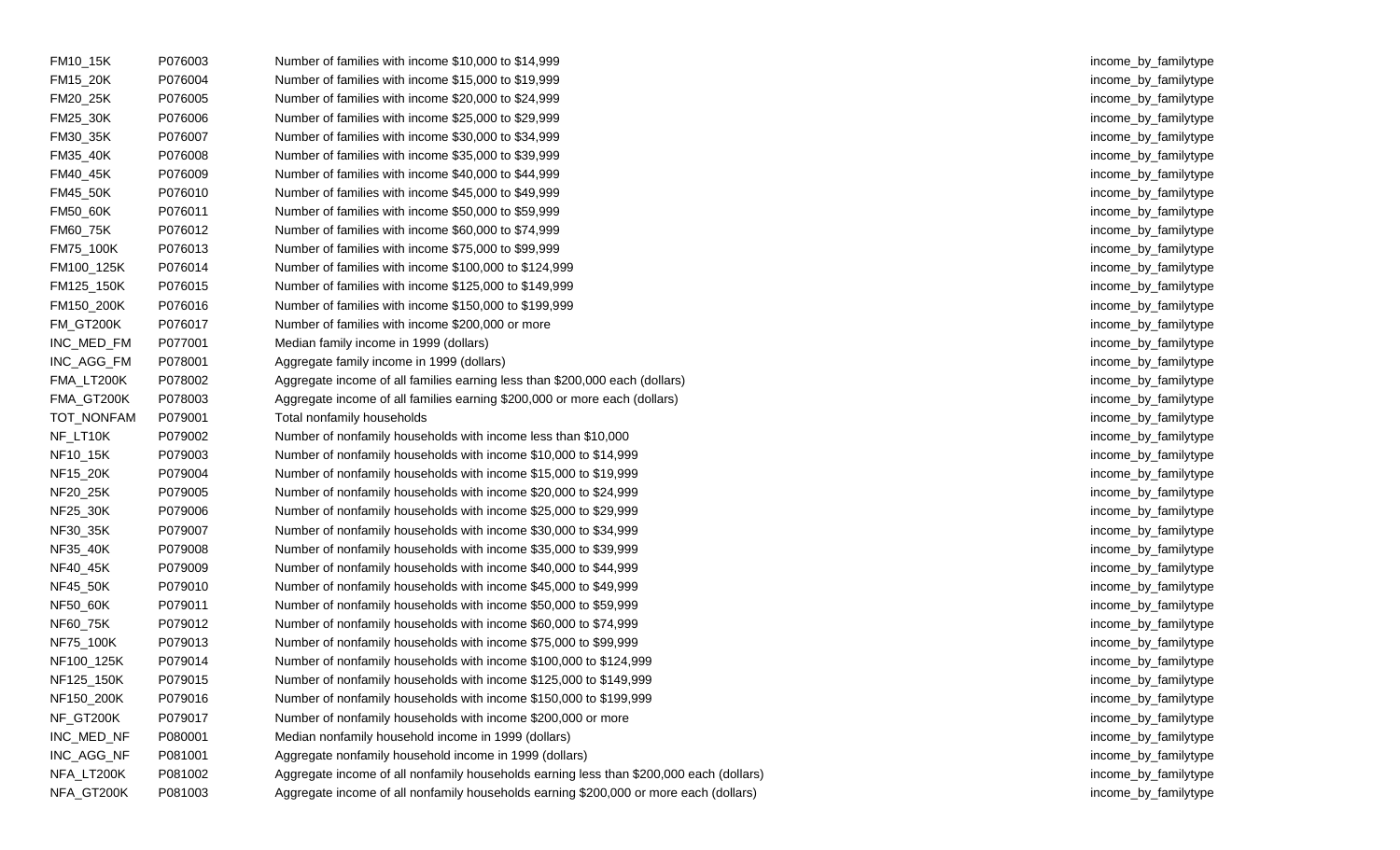| | | | |
|---|---|---|---|
| FM10_15K | P076003 | Number of families with income $10,000 to $14,999 | income_by_familytype |
| FM15_20K | P076004 | Number of families with income $15,000 to $19,999 | income_by_familytype |
| FM20_25K | P076005 | Number of families with income $20,000 to $24,999 | income_by_familytype |
| FM25_30K | P076006 | Number of families with income $25,000 to $29,999 | income_by_familytype |
| FM30_35K | P076007 | Number of families with income $30,000 to $34,999 | income_by_familytype |
| FM35_40K | P076008 | Number of families with income $35,000 to $39,999 | income_by_familytype |
| FM40_45K | P076009 | Number of families with income $40,000 to $44,999 | income_by_familytype |
| FM45_50K | P076010 | Number of families with income $45,000 to $49,999 | income_by_familytype |
| FM50_60K | P076011 | Number of families with income $50,000 to $59,999 | income_by_familytype |
| FM60_75K | P076012 | Number of families with income $60,000 to $74,999 | income_by_familytype |
| FM75_100K | P076013 | Number of families with income $75,000 to $99,999 | income_by_familytype |
| FM100_125K | P076014 | Number of families with income $100,000 to $124,999 | income_by_familytype |
| FM125_150K | P076015 | Number of families with income $125,000 to $149,999 | income_by_familytype |
| FM150_200K | P076016 | Number of families with income $150,000 to $199,999 | income_by_familytype |
| FM_GT200K | P076017 | Number of families with income $200,000 or more | income_by_familytype |
| INC_MED_FM | P077001 | Median family income in 1999 (dollars) | income_by_familytype |
| INC_AGG_FM | P078001 | Aggregate family income in 1999 (dollars) | income_by_familytype |
| FMA_LT200K | P078002 | Aggregate income of all families earning less than $200,000 each (dollars) | income_by_familytype |
| FMA_GT200K | P078003 | Aggregate income of all families earning $200,000 or more each (dollars) | income_by_familytype |
| TOT_NONFAM | P079001 | Total nonfamily households | income_by_familytype |
| NF_LT10K | P079002 | Number of nonfamily households with income less than $10,000 | income_by_familytype |
| NF10_15K | P079003 | Number of nonfamily households with income $10,000 to $14,999 | income_by_familytype |
| NF15_20K | P079004 | Number of nonfamily households with income $15,000 to $19,999 | income_by_familytype |
| NF20_25K | P079005 | Number of nonfamily households with income $20,000 to $24,999 | income_by_familytype |
| NF25_30K | P079006 | Number of nonfamily households with income $25,000 to $29,999 | income_by_familytype |
| NF30_35K | P079007 | Number of nonfamily households with income $30,000 to $34,999 | income_by_familytype |
| NF35_40K | P079008 | Number of nonfamily households with income $35,000 to $39,999 | income_by_familytype |
| NF40_45K | P079009 | Number of nonfamily households with income $40,000 to $44,999 | income_by_familytype |
| NF45_50K | P079010 | Number of nonfamily households with income $45,000 to $49,999 | income_by_familytype |
| NF50_60K | P079011 | Number of nonfamily households with income $50,000 to $59,999 | income_by_familytype |
| NF60_75K | P079012 | Number of nonfamily households with income $60,000 to $74,999 | income_by_familytype |
| NF75_100K | P079013 | Number of nonfamily households with income $75,000 to $99,999 | income_by_familytype |
| NF100_125K | P079014 | Number of nonfamily households with income $100,000 to $124,999 | income_by_familytype |
| NF125_150K | P079015 | Number of nonfamily households with income $125,000 to $149,999 | income_by_familytype |
| NF150_200K | P079016 | Number of nonfamily households with income $150,000 to $199,999 | income_by_familytype |
| NF_GT200K | P079017 | Number of nonfamily households with income $200,000 or more | income_by_familytype |
| INC_MED_NF | P080001 | Median nonfamily household income in 1999 (dollars) | income_by_familytype |
| INC_AGG_NF | P081001 | Aggregate nonfamily household income in 1999 (dollars) | income_by_familytype |
| NFA_LT200K | P081002 | Aggregate income of all nonfamily households earning less than $200,000 each (dollars) | income_by_familytype |
| NFA_GT200K | P081003 | Aggregate income of all nonfamily households earning $200,000 or more each (dollars) | income_by_familytype |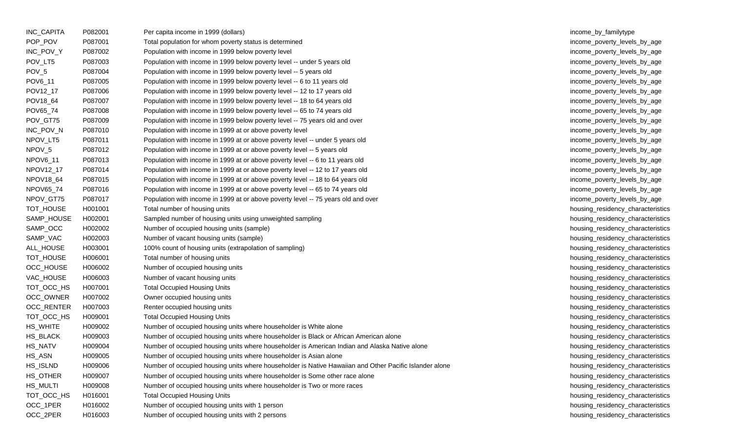| | | | |
|---|---|---|---|
| INC_CAPITA | P082001 | Per capita income in 1999 (dollars) | income_by_familytype |
| POP_POV | P087001 | Total population for whom poverty status is determined | income_poverty_levels_by_age |
| INC_POV_Y | P087002 | Population with income in 1999 below poverty level | income_poverty_levels_by_age |
| POV_LT5 | P087003 | Population with income in 1999 below poverty level -- under 5 years old | income_poverty_levels_by_age |
| POV_5 | P087004 | Population with income in 1999 below poverty level -- 5 years old | income_poverty_levels_by_age |
| POV6_11 | P087005 | Population with income in 1999 below poverty level -- 6 to 11 years old | income_poverty_levels_by_age |
| POV12_17 | P087006 | Population with income in 1999 below poverty level -- 12 to 17 years old | income_poverty_levels_by_age |
| POV18_64 | P087007 | Population with income in 1999 below poverty level -- 18 to 64 years old | income_poverty_levels_by_age |
| POV65_74 | P087008 | Population with income in 1999 below poverty level -- 65 to 74 years old | income_poverty_levels_by_age |
| POV_GT75 | P087009 | Population with income in 1999 below poverty level -- 75 years old and over | income_poverty_levels_by_age |
| INC_POV_N | P087010 | Population with income in 1999 at or above poverty level | income_poverty_levels_by_age |
| NPOV_LT5 | P087011 | Population with income in 1999 at or above poverty level -- under 5 years old | income_poverty_levels_by_age |
| NPOV_5 | P087012 | Population with income in 1999 at or above poverty level -- 5 years old | income_poverty_levels_by_age |
| NPOV6_11 | P087013 | Population with income in 1999 at or above poverty level -- 6 to 11 years old | income_poverty_levels_by_age |
| NPOV12_17 | P087014 | Population with income in 1999 at or above poverty level -- 12 to 17 years old | income_poverty_levels_by_age |
| NPOV18_64 | P087015 | Population with income in 1999 at or above poverty level -- 18 to 64 years old | income_poverty_levels_by_age |
| NPOV65_74 | P087016 | Population with income in 1999 at or above poverty level -- 65 to 74 years old | income_poverty_levels_by_age |
| NPOV_GT75 | P087017 | Population with income in 1999 at or above poverty level -- 75 years old and over | income_poverty_levels_by_age |
| TOT_HOUSE | H001001 | Total number of housing units | housing_residency_characteristics |
| SAMP_HOUSE | H002001 | Sampled number of housing units using unweighted sampling | housing_residency_characteristics |
| SAMP_OCC | H002002 | Number of occupied housing units (sample) | housing_residency_characteristics |
| SAMP_VAC | H002003 | Number of vacant housing units (sample) | housing_residency_characteristics |
| ALL_HOUSE | H003001 | 100% count of housing units (extrapolation of sampling) | housing_residency_characteristics |
| TOT_HOUSE | H006001 | Total number of housing units | housing_residency_characteristics |
| OCC_HOUSE | H006002 | Number of occupied housing units | housing_residency_characteristics |
| VAC_HOUSE | H006003 | Number of vacant housing units | housing_residency_characteristics |
| TOT_OCC_HS | H007001 | Total Occupied Housing Units | housing_residency_characteristics |
| OCC_OWNER | H007002 | Owner occupied housing units | housing_residency_characteristics |
| OCC_RENTER | H007003 | Renter occupied housing units | housing_residency_characteristics |
| TOT_OCC_HS | H009001 | Total Occupied Housing Units | housing_residency_characteristics |
| HS_WHITE | H009002 | Number of occupied housing units where householder is White alone | housing_residency_characteristics |
| HS_BLACK | H009003 | Number of occupied housing units where householder is Black or African American alone | housing_residency_characteristics |
| HS_NATV | H009004 | Number of occupied housing units where householder is American Indian and Alaska Native alone | housing_residency_characteristics |
| HS_ASN | H009005 | Number of occupied housing units where householder is Asian alone | housing_residency_characteristics |
| HS_ISLND | H009006 | Number of occupied housing units where householder is Native Hawaiian and Other Pacific Islander alone | housing_residency_characteristics |
| HS_OTHER | H009007 | Number of occupied housing units where householder is Some other race alone | housing_residency_characteristics |
| HS_MULTI | H009008 | Number of occupied housing units where householder is Two or more races | housing_residency_characteristics |
| TOT_OCC_HS | H016001 | Total Occupied Housing Units | housing_residency_characteristics |
| OCC_1PER | H016002 | Number of occupied housing units with 1 person | housing_residency_characteristics |
| OCC_2PER | H016003 | Number of occupied housing units with 2 persons | housing_residency_characteristics |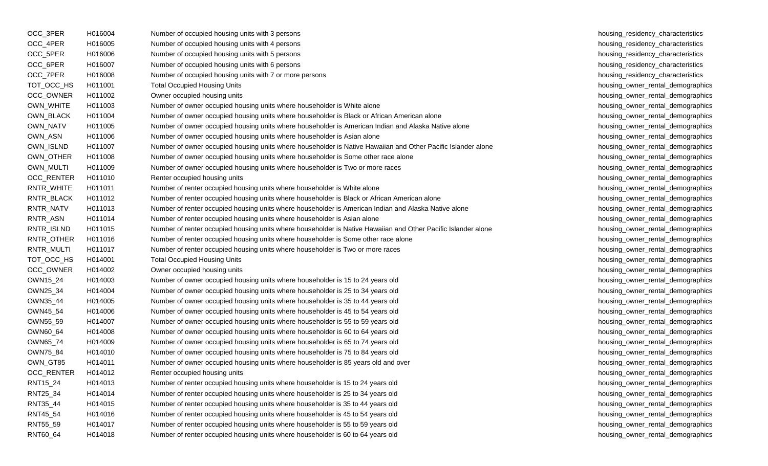| | | | |
|---|---|---|---|
| OCC_3PER | H016004 | Number of occupied housing units with 3 persons | housing_residency_characteristics |
| OCC_4PER | H016005 | Number of occupied housing units with 4 persons | housing_residency_characteristics |
| OCC_5PER | H016006 | Number of occupied housing units with 5 persons | housing_residency_characteristics |
| OCC_6PER | H016007 | Number of occupied housing units with 6 persons | housing_residency_characteristics |
| OCC_7PER | H016008 | Number of occupied housing units with 7 or more persons | housing_residency_characteristics |
| TOT_OCC_HS | H011001 | Total Occupied Housing Units | housing_owner_rental_demographics |
| OCC_OWNER | H011002 | Owner occupied housing units | housing_owner_rental_demographics |
| OWN_WHITE | H011003 | Number of owner occupied housing units where householder is White alone | housing_owner_rental_demographics |
| OWN_BLACK | H011004 | Number of owner occupied housing units where householder is Black or African American alone | housing_owner_rental_demographics |
| OWN_NATV | H011005 | Number of owner occupied housing units where householder is American Indian and Alaska Native alone | housing_owner_rental_demographics |
| OWN_ASN | H011006 | Number of owner occupied housing units where householder is Asian alone | housing_owner_rental_demographics |
| OWN_ISLND | H011007 | Number of owner occupied housing units where householder is Native Hawaiian and Other Pacific Islander alone | housing_owner_rental_demographics |
| OWN_OTHER | H011008 | Number of owner occupied housing units where householder is Some other race alone | housing_owner_rental_demographics |
| OWN_MULTI | H011009 | Number of owner occupied housing units where householder is Two or more races | housing_owner_rental_demographics |
| OCC_RENTER | H011010 | Renter occupied housing units | housing_owner_rental_demographics |
| RNTR_WHITE | H011011 | Number of renter occupied housing units where householder is White alone | housing_owner_rental_demographics |
| RNTR_BLACK | H011012 | Number of renter occupied housing units where householder is Black or African American alone | housing_owner_rental_demographics |
| RNTR_NATV | H011013 | Number of renter occupied housing units where householder is American Indian and Alaska Native alone | housing_owner_rental_demographics |
| RNTR_ASN | H011014 | Number of renter occupied housing units where householder is Asian alone | housing_owner_rental_demographics |
| RNTR_ISLND | H011015 | Number of renter occupied housing units where householder is Native Hawaiian and Other Pacific Islander alone | housing_owner_rental_demographics |
| RNTR_OTHER | H011016 | Number of renter occupied housing units where householder is Some other race alone | housing_owner_rental_demographics |
| RNTR_MULTI | H011017 | Number of renter occupied housing units where householder is Two or more races | housing_owner_rental_demographics |
| TOT_OCC_HS | H014001 | Total Occupied Housing Units | housing_owner_rental_demographics |
| OCC_OWNER | H014002 | Owner occupied housing units | housing_owner_rental_demographics |
| OWN15_24 | H014003 | Number of owner occupied housing units where householder is 15 to 24 years old | housing_owner_rental_demographics |
| OWN25_34 | H014004 | Number of owner occupied housing units where householder is 25 to 34 years old | housing_owner_rental_demographics |
| OWN35_44 | H014005 | Number of owner occupied housing units where householder is 35 to 44 years old | housing_owner_rental_demographics |
| OWN45_54 | H014006 | Number of owner occupied housing units where householder is 45 to 54 years old | housing_owner_rental_demographics |
| OWN55_59 | H014007 | Number of owner occupied housing units where householder is 55 to 59 years old | housing_owner_rental_demographics |
| OWN60_64 | H014008 | Number of owner occupied housing units where householder is 60 to 64 years old | housing_owner_rental_demographics |
| OWN65_74 | H014009 | Number of owner occupied housing units where householder is 65 to 74 years old | housing_owner_rental_demographics |
| OWN75_84 | H014010 | Number of owner occupied housing units where householder is 75 to 84 years old | housing_owner_rental_demographics |
| OWN_GT85 | H014011 | Number of owner occupied housing units where householder is 85 years old and over | housing_owner_rental_demographics |
| OCC_RENTER | H014012 | Renter occupied housing units | housing_owner_rental_demographics |
| RNT15_24 | H014013 | Number of renter occupied housing units where householder is 15 to 24 years old | housing_owner_rental_demographics |
| RNT25_34 | H014014 | Number of renter occupied housing units where householder is 25 to 34 years old | housing_owner_rental_demographics |
| RNT35_44 | H014015 | Number of renter occupied housing units where householder is 35 to 44 years old | housing_owner_rental_demographics |
| RNT45_54 | H014016 | Number of renter occupied housing units where householder is 45 to 54 years old | housing_owner_rental_demographics |
| RNT55_59 | H014017 | Number of renter occupied housing units where householder is 55 to 59 years old | housing_owner_rental_demographics |
| RNT60_64 | H014018 | Number of renter occupied housing units where householder is 60 to 64 years old | housing_owner_rental_demographics |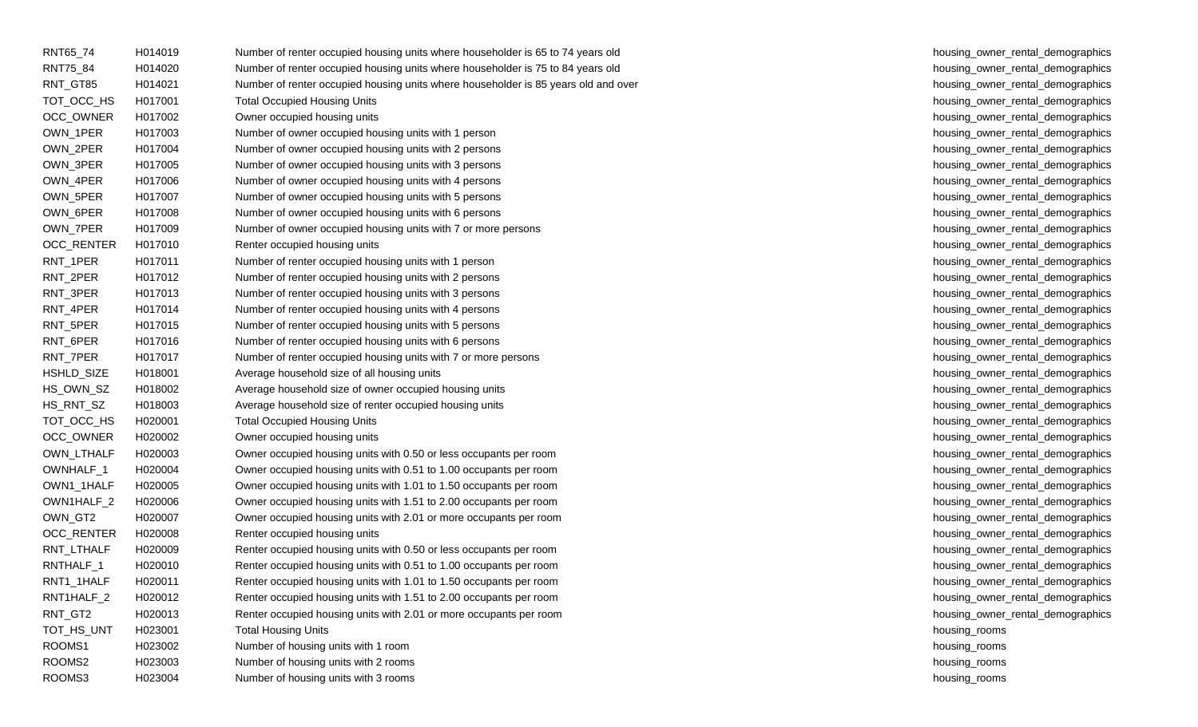| | | | |
|---|---|---|---|
| RNT65_74 | H014019 | Number of renter occupied housing units where householder is 65 to 74 years old | housing_owner_rental_demographics |
| RNT75_84 | H014020 | Number of renter occupied housing units where householder is 75 to 84 years old | housing_owner_rental_demographics |
| RNT_GT85 | H014021 | Number of renter occupied housing units where householder is 85 years old and over | housing_owner_rental_demographics |
| TOT_OCC_HS | H017001 | Total Occupied Housing Units | housing_owner_rental_demographics |
| OCC_OWNER | H017002 | Owner occupied housing units | housing_owner_rental_demographics |
| OWN_1PER | H017003 | Number of owner occupied housing units with 1 person | housing_owner_rental_demographics |
| OWN_2PER | H017004 | Number of owner occupied housing units with 2 persons | housing_owner_rental_demographics |
| OWN_3PER | H017005 | Number of owner occupied housing units with 3 persons | housing_owner_rental_demographics |
| OWN_4PER | H017006 | Number of owner occupied housing units with 4 persons | housing_owner_rental_demographics |
| OWN_5PER | H017007 | Number of owner occupied housing units with 5 persons | housing_owner_rental_demographics |
| OWN_6PER | H017008 | Number of owner occupied housing units with 6 persons | housing_owner_rental_demographics |
| OWN_7PER | H017009 | Number of owner occupied housing units with 7 or more persons | housing_owner_rental_demographics |
| OCC_RENTER | H017010 | Renter occupied housing units | housing_owner_rental_demographics |
| RNT_1PER | H017011 | Number of renter occupied housing units with 1 person | housing_owner_rental_demographics |
| RNT_2PER | H017012 | Number of renter occupied housing units with 2 persons | housing_owner_rental_demographics |
| RNT_3PER | H017013 | Number of renter occupied housing units with 3 persons | housing_owner_rental_demographics |
| RNT_4PER | H017014 | Number of renter occupied housing units with 4 persons | housing_owner_rental_demographics |
| RNT_5PER | H017015 | Number of renter occupied housing units with 5 persons | housing_owner_rental_demographics |
| RNT_6PER | H017016 | Number of renter occupied housing units with 6 persons | housing_owner_rental_demographics |
| RNT_7PER | H017017 | Number of renter occupied housing units with 7 or more persons | housing_owner_rental_demographics |
| HSHLD_SIZE | H018001 | Average household size of all housing units | housing_owner_rental_demographics |
| HS_OWN_SZ | H018002 | Average household size of owner occupied housing units | housing_owner_rental_demographics |
| HS_RNT_SZ | H018003 | Average household size of renter occupied housing units | housing_owner_rental_demographics |
| TOT_OCC_HS | H020001 | Total Occupied Housing Units | housing_owner_rental_demographics |
| OCC_OWNER | H020002 | Owner occupied housing units | housing_owner_rental_demographics |
| OWN_LTHALF | H020003 | Owner occupied housing units with 0.50 or less occupants per room | housing_owner_rental_demographics |
| OWNHALF_1 | H020004 | Owner occupied housing units with 0.51 to 1.00 occupants per room | housing_owner_rental_demographics |
| OWN1_1HALF | H020005 | Owner occupied housing units with 1.01 to 1.50 occupants per room | housing_owner_rental_demographics |
| OWN1HALF_2 | H020006 | Owner occupied housing units with 1.51 to 2.00 occupants per room | housing_owner_rental_demographics |
| OWN_GT2 | H020007 | Owner occupied housing units with 2.01 or more occupants per room | housing_owner_rental_demographics |
| OCC_RENTER | H020008 | Renter occupied housing units | housing_owner_rental_demographics |
| RNT_LTHALF | H020009 | Renter occupied housing units with 0.50 or less occupants per room | housing_owner_rental_demographics |
| RNTHALF_1 | H020010 | Renter occupied housing units with 0.51 to 1.00 occupants per room | housing_owner_rental_demographics |
| RNT1_1HALF | H020011 | Renter occupied housing units with 1.01 to 1.50 occupants per room | housing_owner_rental_demographics |
| RNT1HALF_2 | H020012 | Renter occupied housing units with 1.51 to 2.00 occupants per room | housing_owner_rental_demographics |
| RNT_GT2 | H020013 | Renter occupied housing units with 2.01 or more occupants per room | housing_owner_rental_demographics |
| TOT_HS_UNT | H023001 | Total Housing Units | housing_rooms |
| ROOMS1 | H023002 | Number of housing units with 1 room | housing_rooms |
| ROOMS2 | H023003 | Number of housing units with 2 rooms | housing_rooms |
| ROOMS3 | H023004 | Number of housing units with 3 rooms | housing_rooms |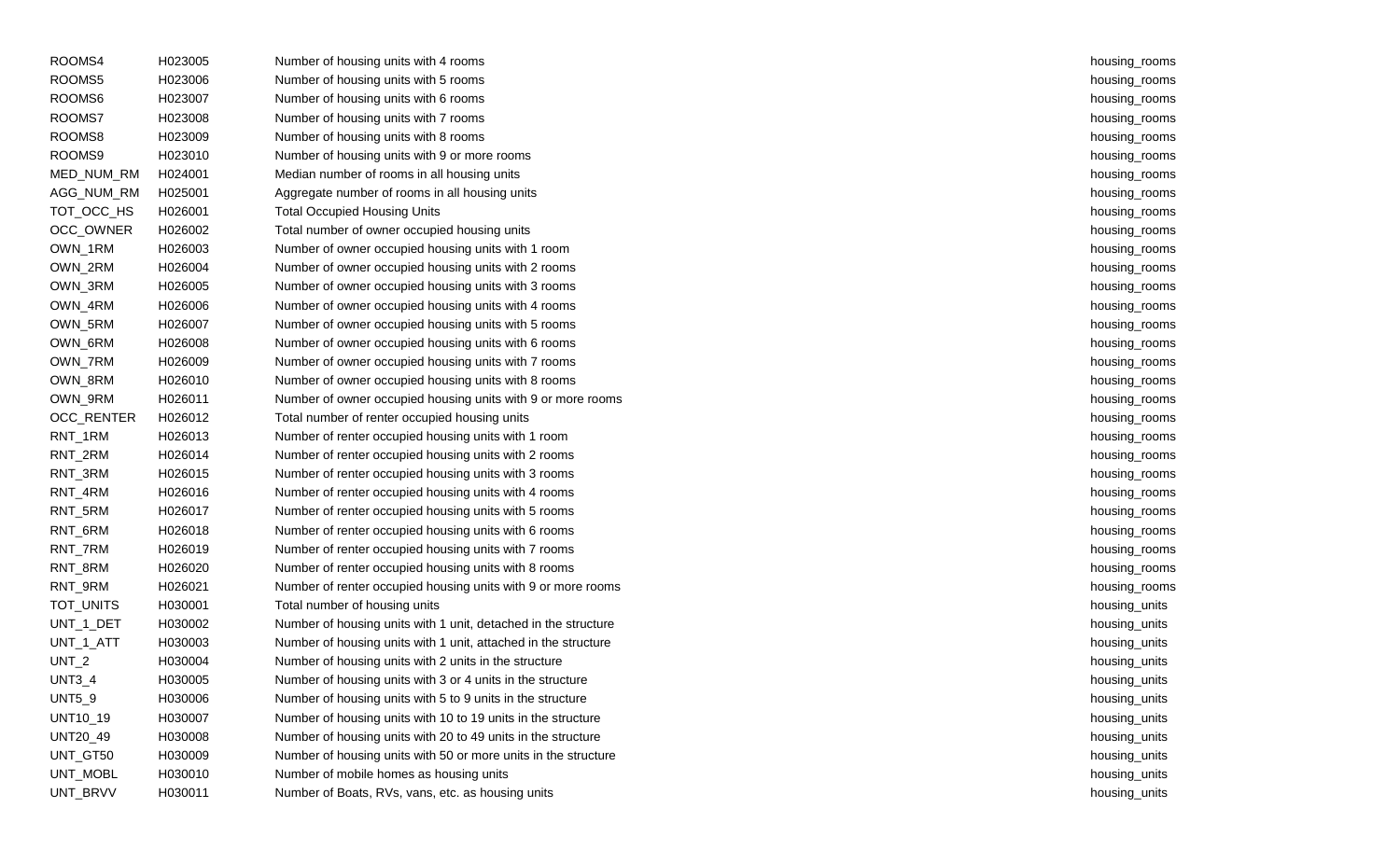| | | | |
|---|---|---|---|
| ROOMS4 | H023005 | Number of housing units with 4 rooms | housing_rooms |
| ROOMS5 | H023006 | Number of housing units with 5 rooms | housing_rooms |
| ROOMS6 | H023007 | Number of housing units with 6 rooms | housing_rooms |
| ROOMS7 | H023008 | Number of housing units with 7 rooms | housing_rooms |
| ROOMS8 | H023009 | Number of housing units with 8 rooms | housing_rooms |
| ROOMS9 | H023010 | Number of housing units with 9 or more rooms | housing_rooms |
| MED_NUM_RM | H024001 | Median number of rooms in all housing units | housing_rooms |
| AGG_NUM_RM | H025001 | Aggregate number of rooms in all housing units | housing_rooms |
| TOT_OCC_HS | H026001 | Total Occupied Housing Units | housing_rooms |
| OCC_OWNER | H026002 | Total number of owner occupied housing units | housing_rooms |
| OWN_1RM | H026003 | Number of owner occupied housing units with 1 room | housing_rooms |
| OWN_2RM | H026004 | Number of owner occupied housing units with 2 rooms | housing_rooms |
| OWN_3RM | H026005 | Number of owner occupied housing units with 3 rooms | housing_rooms |
| OWN_4RM | H026006 | Number of owner occupied housing units with 4 rooms | housing_rooms |
| OWN_5RM | H026007 | Number of owner occupied housing units with 5 rooms | housing_rooms |
| OWN_6RM | H026008 | Number of owner occupied housing units with 6 rooms | housing_rooms |
| OWN_7RM | H026009 | Number of owner occupied housing units with 7 rooms | housing_rooms |
| OWN_8RM | H026010 | Number of owner occupied housing units with 8 rooms | housing_rooms |
| OWN_9RM | H026011 | Number of owner occupied housing units with 9 or more rooms | housing_rooms |
| OCC_RENTER | H026012 | Total number of renter occupied housing units | housing_rooms |
| RNT_1RM | H026013 | Number of renter occupied housing units with 1 room | housing_rooms |
| RNT_2RM | H026014 | Number of renter occupied housing units with 2 rooms | housing_rooms |
| RNT_3RM | H026015 | Number of renter occupied housing units with 3 rooms | housing_rooms |
| RNT_4RM | H026016 | Number of renter occupied housing units with 4 rooms | housing_rooms |
| RNT_5RM | H026017 | Number of renter occupied housing units with 5 rooms | housing_rooms |
| RNT_6RM | H026018 | Number of renter occupied housing units with 6 rooms | housing_rooms |
| RNT_7RM | H026019 | Number of renter occupied housing units with 7 rooms | housing_rooms |
| RNT_8RM | H026020 | Number of renter occupied housing units with 8 rooms | housing_rooms |
| RNT_9RM | H026021 | Number of renter occupied housing units with 9 or more rooms | housing_rooms |
| TOT_UNITS | H030001 | Total number of housing units | housing_units |
| UNT_1_DET | H030002 | Number of housing units with 1 unit, detached in the structure | housing_units |
| UNT_1_ATT | H030003 | Number of housing units with 1 unit, attached in the structure | housing_units |
| UNT_2 | H030004 | Number of housing units with 2 units in the structure | housing_units |
| UNT3_4 | H030005 | Number of housing units with 3 or 4 units in the structure | housing_units |
| UNT5_9 | H030006 | Number of housing units with 5 to 9 units in the structure | housing_units |
| UNT10_19 | H030007 | Number of housing units with 10 to 19 units in the structure | housing_units |
| UNT20_49 | H030008 | Number of housing units with 20 to 49 units in the structure | housing_units |
| UNT_GT50 | H030009 | Number of housing units with 50 or more units in the structure | housing_units |
| UNT_MOBL | H030010 | Number of mobile homes as housing units | housing_units |
| UNT_BRVV | H030011 | Number of Boats, RVs, vans, etc. as housing units | housing_units |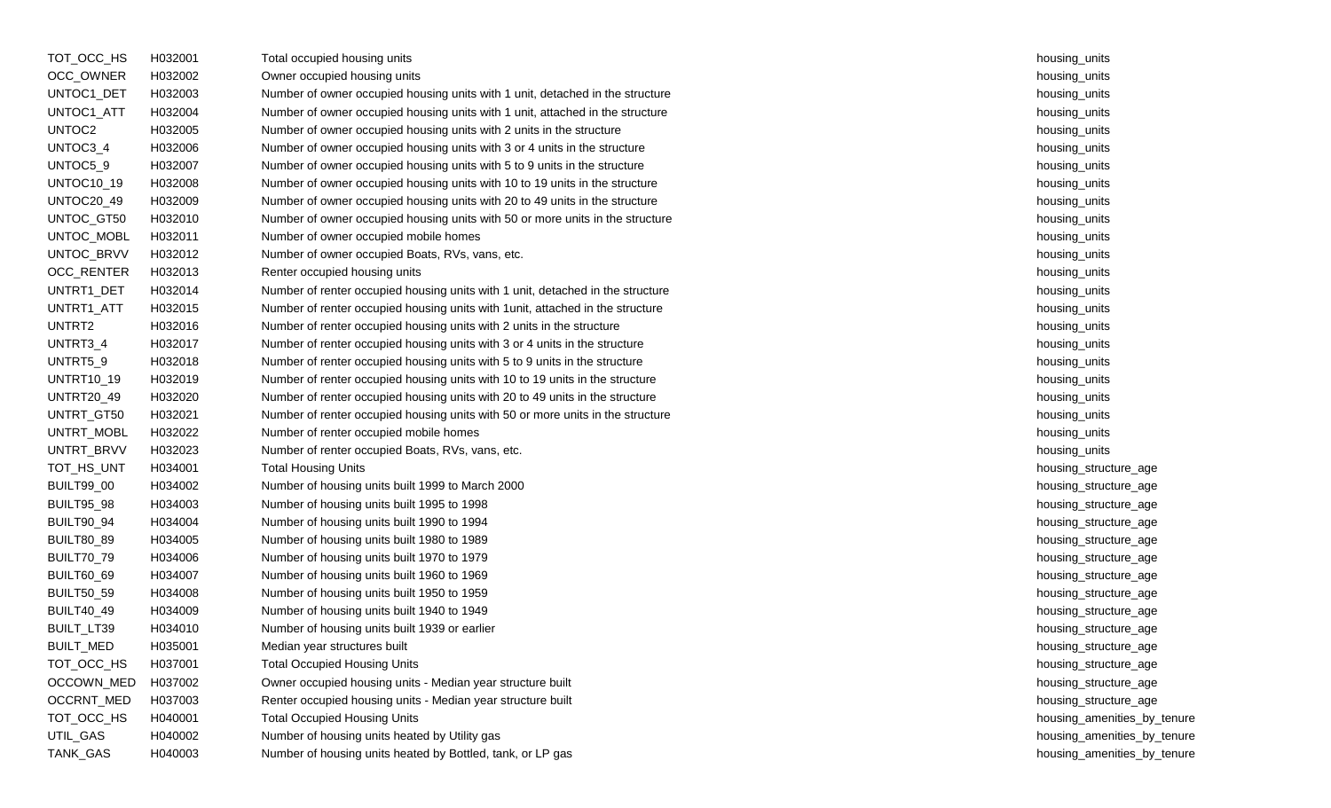| | | | |
|---|---|---|---|
| TOT_OCC_HS | H032001 | Total occupied housing units | housing_units |
| OCC_OWNER | H032002 | Owner occupied housing units | housing_units |
| UNTOC1_DET | H032003 | Number of owner occupied housing units with 1 unit, detached in the structure | housing_units |
| UNTOC1_ATT | H032004 | Number of owner occupied housing units with 1 unit, attached in the structure | housing_units |
| UNTOC2 | H032005 | Number of owner occupied housing units with 2 units in the structure | housing_units |
| UNTOC3_4 | H032006 | Number of owner occupied housing units with 3 or 4 units in the structure | housing_units |
| UNTOC5_9 | H032007 | Number of owner occupied housing units with 5 to 9 units in the structure | housing_units |
| UNTOC10_19 | H032008 | Number of owner occupied housing units with 10 to 19 units in the structure | housing_units |
| UNTOC20_49 | H032009 | Number of owner occupied housing units with 20 to 49 units in the structure | housing_units |
| UNTOC_GT50 | H032010 | Number of owner occupied housing units with 50 or more units in the structure | housing_units |
| UNTOC_MOBL | H032011 | Number of owner occupied mobile homes | housing_units |
| UNTOC_BRVV | H032012 | Number of owner occupied Boats, RVs, vans, etc. | housing_units |
| OCC_RENTER | H032013 | Renter occupied housing units | housing_units |
| UNTRT1_DET | H032014 | Number of renter occupied housing units with 1 unit, detached in the structure | housing_units |
| UNTRT1_ATT | H032015 | Number of renter occupied housing units with 1unit, attached in the structure | housing_units |
| UNTRT2 | H032016 | Number of renter occupied housing units with 2 units in the structure | housing_units |
| UNTRT3_4 | H032017 | Number of renter occupied housing units with 3 or 4 units in the structure | housing_units |
| UNTRT5_9 | H032018 | Number of renter occupied housing units with 5 to 9 units in the structure | housing_units |
| UNTRT10_19 | H032019 | Number of renter occupied housing units with 10 to 19 units in the structure | housing_units |
| UNTRT20_49 | H032020 | Number of renter occupied housing units with 20 to 49 units in the structure | housing_units |
| UNTRT_GT50 | H032021 | Number of renter occupied housing units with 50 or more units in the structure | housing_units |
| UNTRT_MOBL | H032022 | Number of renter occupied mobile homes | housing_units |
| UNTRT_BRVV | H032023 | Number of renter occupied Boats, RVs, vans, etc. | housing_units |
| TOT_HS_UNT | H034001 | Total Housing Units | housing_structure_age |
| BUILT99_00 | H034002 | Number of housing units built 1999 to March 2000 | housing_structure_age |
| BUILT95_98 | H034003 | Number of housing units built 1995 to 1998 | housing_structure_age |
| BUILT90_94 | H034004 | Number of housing units built 1990 to 1994 | housing_structure_age |
| BUILT80_89 | H034005 | Number of housing units built 1980 to 1989 | housing_structure_age |
| BUILT70_79 | H034006 | Number of housing units built 1970 to 1979 | housing_structure_age |
| BUILT60_69 | H034007 | Number of housing units built 1960 to 1969 | housing_structure_age |
| BUILT50_59 | H034008 | Number of housing units built 1950 to 1959 | housing_structure_age |
| BUILT40_49 | H034009 | Number of housing units built 1940 to 1949 | housing_structure_age |
| BUILT_LT39 | H034010 | Number of housing units built 1939 or earlier | housing_structure_age |
| BUILT_MED | H035001 | Median year structures built | housing_structure_age |
| TOT_OCC_HS | H037001 | Total Occupied Housing Units | housing_structure_age |
| OCCOWN_MED | H037002 | Owner occupied housing units - Median year structure built | housing_structure_age |
| OCCRNT_MED | H037003 | Renter occupied housing units - Median year structure built | housing_structure_age |
| TOT_OCC_HS | H040001 | Total Occupied Housing Units | housing_amenities_by_tenure |
| UTIL_GAS | H040002 | Number of housing units heated by Utility gas | housing_amenities_by_tenure |
| TANK_GAS | H040003 | Number of housing units heated by Bottled, tank, or LP gas | housing_amenities_by_tenure |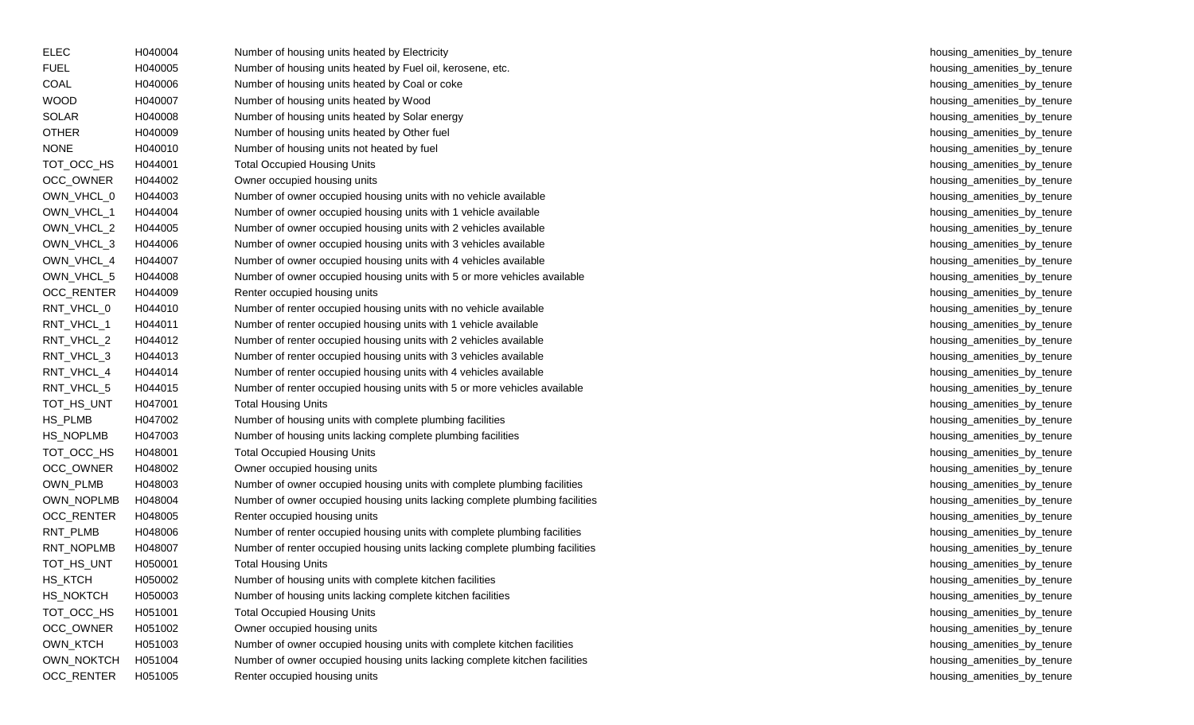| | | | |
|---|---|---|---|
| ELEC | H040004 | Number of housing units heated by Electricity | housing_amenities_by_tenure |
| FUEL | H040005 | Number of housing units heated by Fuel oil, kerosene, etc. | housing_amenities_by_tenure |
| COAL | H040006 | Number of housing units heated by Coal or coke | housing_amenities_by_tenure |
| WOOD | H040007 | Number of housing units heated by Wood | housing_amenities_by_tenure |
| SOLAR | H040008 | Number of housing units heated by Solar energy | housing_amenities_by_tenure |
| OTHER | H040009 | Number of housing units heated by Other fuel | housing_amenities_by_tenure |
| NONE | H040010 | Number of housing units not heated by fuel | housing_amenities_by_tenure |
| TOT_OCC_HS | H044001 | Total Occupied Housing Units | housing_amenities_by_tenure |
| OCC_OWNER | H044002 | Owner occupied housing units | housing_amenities_by_tenure |
| OWN_VHCL_0 | H044003 | Number of owner occupied housing units with no vehicle available | housing_amenities_by_tenure |
| OWN_VHCL_1 | H044004 | Number of owner occupied housing units with 1 vehicle available | housing_amenities_by_tenure |
| OWN_VHCL_2 | H044005 | Number of owner occupied housing units with 2 vehicles available | housing_amenities_by_tenure |
| OWN_VHCL_3 | H044006 | Number of owner occupied housing units with 3 vehicles available | housing_amenities_by_tenure |
| OWN_VHCL_4 | H044007 | Number of owner occupied housing units with 4 vehicles available | housing_amenities_by_tenure |
| OWN_VHCL_5 | H044008 | Number of owner occupied housing units with 5 or more vehicles available | housing_amenities_by_tenure |
| OCC_RENTER | H044009 | Renter occupied housing units | housing_amenities_by_tenure |
| RNT_VHCL_0 | H044010 | Number of renter occupied housing units with no vehicle available | housing_amenities_by_tenure |
| RNT_VHCL_1 | H044011 | Number of renter occupied housing units with 1 vehicle available | housing_amenities_by_tenure |
| RNT_VHCL_2 | H044012 | Number of renter occupied housing units with 2 vehicles available | housing_amenities_by_tenure |
| RNT_VHCL_3 | H044013 | Number of renter occupied housing units with 3 vehicles available | housing_amenities_by_tenure |
| RNT_VHCL_4 | H044014 | Number of renter occupied housing units with 4 vehicles available | housing_amenities_by_tenure |
| RNT_VHCL_5 | H044015 | Number of renter occupied housing units with 5 or more vehicles available | housing_amenities_by_tenure |
| TOT_HS_UNT | H047001 | Total Housing Units | housing_amenities_by_tenure |
| HS_PLMB | H047002 | Number of housing units with complete plumbing facilities | housing_amenities_by_tenure |
| HS_NOPLMB | H047003 | Number of housing units lacking complete plumbing facilities | housing_amenities_by_tenure |
| TOT_OCC_HS | H048001 | Total Occupied Housing Units | housing_amenities_by_tenure |
| OCC_OWNER | H048002 | Owner occupied housing units | housing_amenities_by_tenure |
| OWN_PLMB | H048003 | Number of owner occupied housing units with complete plumbing facilities | housing_amenities_by_tenure |
| OWN_NOPLMB | H048004 | Number of owner occupied housing units lacking complete plumbing facilities | housing_amenities_by_tenure |
| OCC_RENTER | H048005 | Renter occupied housing units | housing_amenities_by_tenure |
| RNT_PLMB | H048006 | Number of renter occupied housing units with complete plumbing facilities | housing_amenities_by_tenure |
| RNT_NOPLMB | H048007 | Number of renter occupied housing units lacking complete plumbing facilities | housing_amenities_by_tenure |
| TOT_HS_UNT | H050001 | Total Housing Units | housing_amenities_by_tenure |
| HS_KTCH | H050002 | Number of housing units with complete kitchen facilities | housing_amenities_by_tenure |
| HS_NOKTCH | H050003 | Number of housing units lacking complete kitchen facilities | housing_amenities_by_tenure |
| TOT_OCC_HS | H051001 | Total Occupied Housing Units | housing_amenities_by_tenure |
| OCC_OWNER | H051002 | Owner occupied housing units | housing_amenities_by_tenure |
| OWN_KTCH | H051003 | Number of owner occupied housing units with complete kitchen facilities | housing_amenities_by_tenure |
| OWN_NOKTCH | H051004 | Number of owner occupied housing units lacking complete kitchen facilities | housing_amenities_by_tenure |
| OCC_RENTER | H051005 | Renter occupied housing units | housing_amenities_by_tenure |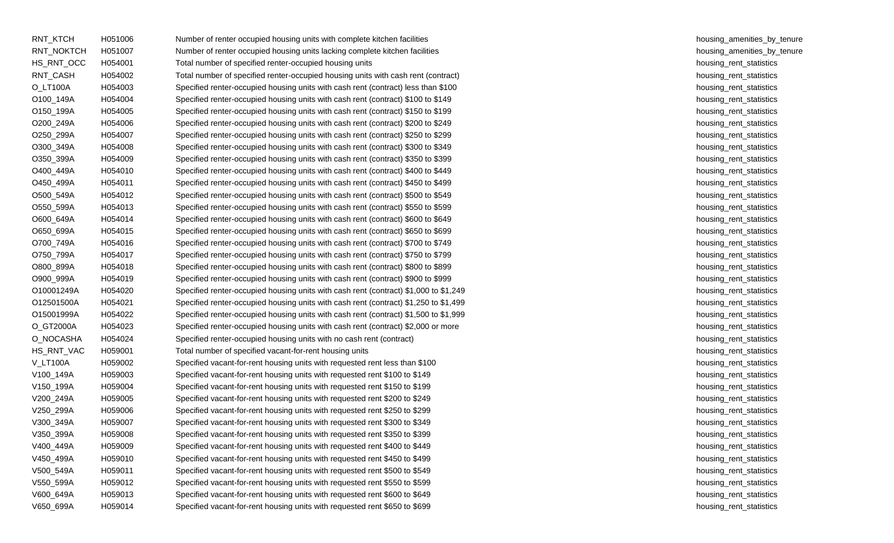| | | | |
|---|---|---|---|
| RNT_KTCH | H051006 | Number of renter occupied housing units with complete kitchen facilities | housing_amenities_by_tenure |
| RNT_NOKTCH | H051007 | Number of renter occupied housing units lacking complete kitchen facilities | housing_amenities_by_tenure |
| HS_RNT_OCC | H054001 | Total number of specified renter-occupied housing units | housing_rent_statistics |
| RNT_CASH | H054002 | Total number of specified renter-occupied housing units with cash rent (contract) | housing_rent_statistics |
| O_LT100A | H054003 | Specified renter-occupied housing units with cash rent (contract) less than $100 | housing_rent_statistics |
| O100_149A | H054004 | Specified renter-occupied housing units with cash rent (contract) $100 to $149 | housing_rent_statistics |
| O150_199A | H054005 | Specified renter-occupied housing units with cash rent (contract) $150 to $199 | housing_rent_statistics |
| O200_249A | H054006 | Specified renter-occupied housing units with cash rent (contract) $200 to $249 | housing_rent_statistics |
| O250_299A | H054007 | Specified renter-occupied housing units with cash rent (contract) $250 to $299 | housing_rent_statistics |
| O300_349A | H054008 | Specified renter-occupied housing units with cash rent (contract) $300 to $349 | housing_rent_statistics |
| O350_399A | H054009 | Specified renter-occupied housing units with cash rent (contract) $350 to $399 | housing_rent_statistics |
| O400_449A | H054010 | Specified renter-occupied housing units with cash rent (contract) $400 to $449 | housing_rent_statistics |
| O450_499A | H054011 | Specified renter-occupied housing units with cash rent (contract) $450 to $499 | housing_rent_statistics |
| O500_549A | H054012 | Specified renter-occupied housing units with cash rent (contract) $500 to $549 | housing_rent_statistics |
| O550_599A | H054013 | Specified renter-occupied housing units with cash rent (contract) $550 to $599 | housing_rent_statistics |
| O600_649A | H054014 | Specified renter-occupied housing units with cash rent (contract) $600 to $649 | housing_rent_statistics |
| O650_699A | H054015 | Specified renter-occupied housing units with cash rent (contract) $650 to $699 | housing_rent_statistics |
| O700_749A | H054016 | Specified renter-occupied housing units with cash rent (contract) $700 to $749 | housing_rent_statistics |
| O750_799A | H054017 | Specified renter-occupied housing units with cash rent (contract) $750 to $799 | housing_rent_statistics |
| O800_899A | H054018 | Specified renter-occupied housing units with cash rent (contract) $800 to $899 | housing_rent_statistics |
| O900_999A | H054019 | Specified renter-occupied housing units with cash rent (contract) $900 to $999 | housing_rent_statistics |
| O10001249A | H054020 | Specified renter-occupied housing units with cash rent (contract) $1,000 to $1,249 | housing_rent_statistics |
| O12501500A | H054021 | Specified renter-occupied housing units with cash rent (contract) $1,250 to $1,499 | housing_rent_statistics |
| O15001999A | H054022 | Specified renter-occupied housing units with cash rent (contract) $1,500 to $1,999 | housing_rent_statistics |
| O_GT2000A | H054023 | Specified renter-occupied housing units with cash rent (contract) $2,000 or more | housing_rent_statistics |
| O_NOCASHA | H054024 | Specified renter-occupied housing units with no cash rent (contract) | housing_rent_statistics |
| HS_RNT_VAC | H059001 | Total number of specified vacant-for-rent housing units | housing_rent_statistics |
| V_LT100A | H059002 | Specified vacant-for-rent housing units with requested rent less than $100 | housing_rent_statistics |
| V100_149A | H059003 | Specified vacant-for-rent housing units with requested rent $100 to $149 | housing_rent_statistics |
| V150_199A | H059004 | Specified vacant-for-rent housing units with requested rent $150 to $199 | housing_rent_statistics |
| V200_249A | H059005 | Specified vacant-for-rent housing units with requested rent $200 to $249 | housing_rent_statistics |
| V250_299A | H059006 | Specified vacant-for-rent housing units with requested rent $250 to $299 | housing_rent_statistics |
| V300_349A | H059007 | Specified vacant-for-rent housing units with requested rent $300 to $349 | housing_rent_statistics |
| V350_399A | H059008 | Specified vacant-for-rent housing units with requested rent $350 to $399 | housing_rent_statistics |
| V400_449A | H059009 | Specified vacant-for-rent housing units with requested rent $400 to $449 | housing_rent_statistics |
| V450_499A | H059010 | Specified vacant-for-rent housing units with requested rent $450 to $499 | housing_rent_statistics |
| V500_549A | H059011 | Specified vacant-for-rent housing units with requested rent $500 to $549 | housing_rent_statistics |
| V550_599A | H059012 | Specified vacant-for-rent housing units with requested rent $550 to $599 | housing_rent_statistics |
| V600_649A | H059013 | Specified vacant-for-rent housing units with requested rent $600 to $649 | housing_rent_statistics |
| V650_699A | H059014 | Specified vacant-for-rent housing units with requested rent $650 to $699 | housing_rent_statistics |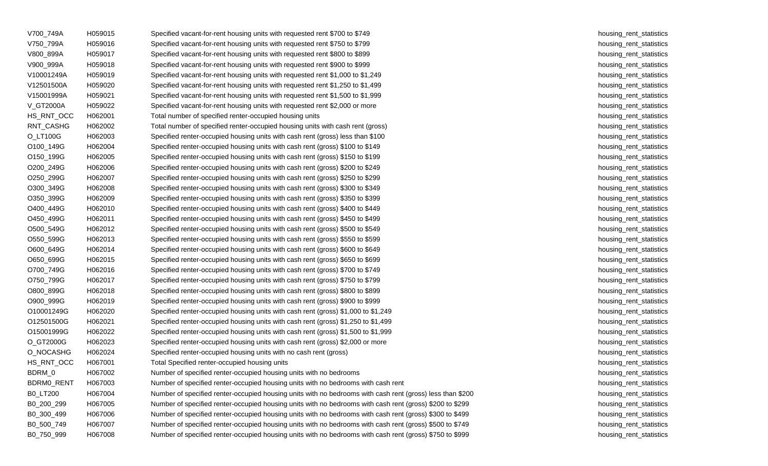| | | | |
|---|---|---|---|
| V700_749A | H059015 | Specified vacant-for-rent housing units with requested rent $700 to $749 | housing_rent_statistics |
| V750_799A | H059016 | Specified vacant-for-rent housing units with requested rent $750 to $799 | housing_rent_statistics |
| V800_899A | H059017 | Specified vacant-for-rent housing units with requested rent $800 to $899 | housing_rent_statistics |
| V900_999A | H059018 | Specified vacant-for-rent housing units with requested rent $900 to $999 | housing_rent_statistics |
| V10001249A | H059019 | Specified vacant-for-rent housing units with requested rent $1,000 to $1,249 | housing_rent_statistics |
| V12501500A | H059020 | Specified vacant-for-rent housing units with requested rent $1,250 to $1,499 | housing_rent_statistics |
| V15001999A | H059021 | Specified vacant-for-rent housing units with requested rent $1,500 to $1,999 | housing_rent_statistics |
| V_GT2000A | H059022 | Specified vacant-for-rent housing units with requested rent $2,000 or more | housing_rent_statistics |
| HS_RNT_OCC | H062001 | Total number of specified renter-occupied housing units | housing_rent_statistics |
| RNT_CASHG | H062002 | Total number of specified renter-occupied housing units with cash rent (gross) | housing_rent_statistics |
| O_LT100G | H062003 | Specified renter-occupied housing units with cash rent (gross) less than $100 | housing_rent_statistics |
| O100_149G | H062004 | Specified renter-occupied housing units with cash rent (gross) $100 to $149 | housing_rent_statistics |
| O150_199G | H062005 | Specified renter-occupied housing units with cash rent (gross) $150 to $199 | housing_rent_statistics |
| O200_249G | H062006 | Specified renter-occupied housing units with cash rent (gross) $200 to $249 | housing_rent_statistics |
| O250_299G | H062007 | Specified renter-occupied housing units with cash rent (gross) $250 to $299 | housing_rent_statistics |
| O300_349G | H062008 | Specified renter-occupied housing units with cash rent (gross) $300 to $349 | housing_rent_statistics |
| O350_399G | H062009 | Specified renter-occupied housing units with cash rent (gross) $350 to $399 | housing_rent_statistics |
| O400_449G | H062010 | Specified renter-occupied housing units with cash rent (gross) $400 to $449 | housing_rent_statistics |
| O450_499G | H062011 | Specified renter-occupied housing units with cash rent (gross) $450 to $499 | housing_rent_statistics |
| O500_549G | H062012 | Specified renter-occupied housing units with cash rent (gross) $500 to $549 | housing_rent_statistics |
| O550_599G | H062013 | Specified renter-occupied housing units with cash rent (gross) $550 to $599 | housing_rent_statistics |
| O600_649G | H062014 | Specified renter-occupied housing units with cash rent (gross) $600 to $649 | housing_rent_statistics |
| O650_699G | H062015 | Specified renter-occupied housing units with cash rent (gross) $650 to $699 | housing_rent_statistics |
| O700_749G | H062016 | Specified renter-occupied housing units with cash rent (gross) $700 to $749 | housing_rent_statistics |
| O750_799G | H062017 | Specified renter-occupied housing units with cash rent (gross) $750 to $799 | housing_rent_statistics |
| O800_899G | H062018 | Specified renter-occupied housing units with cash rent (gross) $800 to $899 | housing_rent_statistics |
| O900_999G | H062019 | Specified renter-occupied housing units with cash rent (gross) $900 to $999 | housing_rent_statistics |
| O10001249G | H062020 | Specified renter-occupied housing units with cash rent (gross) $1,000 to $1,249 | housing_rent_statistics |
| O12501500G | H062021 | Specified renter-occupied housing units with cash rent (gross) $1,250 to $1,499 | housing_rent_statistics |
| O15001999G | H062022 | Specified renter-occupied housing units with cash rent (gross) $1,500 to $1,999 | housing_rent_statistics |
| O_GT2000G | H062023 | Specified renter-occupied housing units with cash rent (gross) $2,000 or more | housing_rent_statistics |
| O_NOCASHG | H062024 | Specified renter-occupied housing units with no cash rent (gross) | housing_rent_statistics |
| HS_RNT_OCC | H067001 | Total Specified renter-occupied housing units | housing_rent_statistics |
| BDRM_0 | H067002 | Number of specified renter-occupied housing units with no bedrooms | housing_rent_statistics |
| BDRM0_RENT | H067003 | Number of specified renter-occupied housing units with no bedrooms with cash rent | housing_rent_statistics |
| B0_LT200 | H067004 | Number of specified renter-occupied housing units with no bedrooms with cash rent (gross) less than $200 | housing_rent_statistics |
| B0_200_299 | H067005 | Number of specified renter-occupied housing units with no bedrooms with cash rent (gross) $200 to $299 | housing_rent_statistics |
| B0_300_499 | H067006 | Number of specified renter-occupied housing units with no bedrooms with cash rent (gross) $300 to $499 | housing_rent_statistics |
| B0_500_749 | H067007 | Number of specified renter-occupied housing units with no bedrooms with cash rent (gross) $500 to $749 | housing_rent_statistics |
| B0_750_999 | H067008 | Number of specified renter-occupied housing units with no bedrooms with cash rent (gross) $750 to $999 | housing_rent_statistics |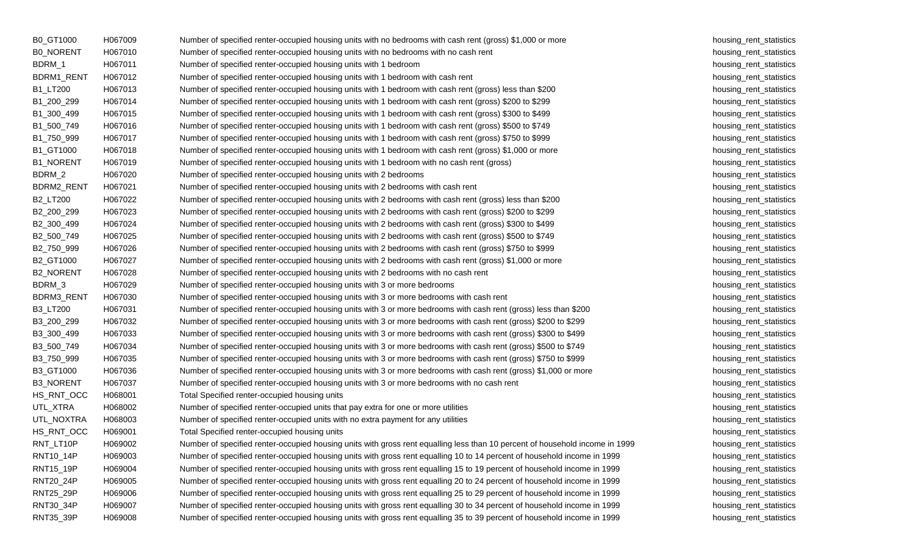| | | | |
|---|---|---|---|
| B0_GT1000 | H067009 | Number of specified renter-occupied housing units with no bedrooms with cash rent (gross) $1,000 or more | housing_rent_statistics |
| B0_NORENT | H067010 | Number of specified renter-occupied housing units with no bedrooms with no cash rent | housing_rent_statistics |
| BDRM_1 | H067011 | Number of specified renter-occupied housing units with 1 bedroom | housing_rent_statistics |
| BDRM1_RENT | H067012 | Number of specified renter-occupied housing units with 1 bedroom with cash rent | housing_rent_statistics |
| B1_LT200 | H067013 | Number of specified renter-occupied housing units with 1 bedroom with cash rent (gross) less than $200 | housing_rent_statistics |
| B1_200_299 | H067014 | Number of specified renter-occupied housing units with 1 bedroom with cash rent (gross) $200 to $299 | housing_rent_statistics |
| B1_300_499 | H067015 | Number of specified renter-occupied housing units with 1 bedroom with cash rent (gross) $300 to $499 | housing_rent_statistics |
| B1_500_749 | H067016 | Number of specified renter-occupied housing units with 1 bedroom with cash rent (gross) $500 to $749 | housing_rent_statistics |
| B1_750_999 | H067017 | Number of specified renter-occupied housing units with 1 bedroom with cash rent (gross) $750 to $999 | housing_rent_statistics |
| B1_GT1000 | H067018 | Number of specified renter-occupied housing units with 1 bedroom with cash rent (gross) $1,000 or more | housing_rent_statistics |
| B1_NORENT | H067019 | Number of specified renter-occupied housing units with 1 bedroom with no cash rent (gross) | housing_rent_statistics |
| BDRM_2 | H067020 | Number of specified renter-occupied housing units with 2 bedrooms | housing_rent_statistics |
| BDRM2_RENT | H067021 | Number of specified renter-occupied housing units with 2 bedrooms with cash rent | housing_rent_statistics |
| B2_LT200 | H067022 | Number of specified renter-occupied housing units with 2 bedrooms with cash rent (gross) less than $200 | housing_rent_statistics |
| B2_200_299 | H067023 | Number of specified renter-occupied housing units with 2 bedrooms with cash rent (gross) $200 to $299 | housing_rent_statistics |
| B2_300_499 | H067024 | Number of specified renter-occupied housing units with 2 bedrooms with cash rent (gross) $300 to $499 | housing_rent_statistics |
| B2_500_749 | H067025 | Number of specified renter-occupied housing units with 2 bedrooms with cash rent (gross) $500 to $749 | housing_rent_statistics |
| B2_750_999 | H067026 | Number of specified renter-occupied housing units with 2 bedrooms with cash rent (gross) $750 to $999 | housing_rent_statistics |
| B2_GT1000 | H067027 | Number of specified renter-occupied housing units with 2 bedrooms with cash rent (gross) $1,000 or more | housing_rent_statistics |
| B2_NORENT | H067028 | Number of specified renter-occupied housing units with 2 bedrooms with no cash rent | housing_rent_statistics |
| BDRM_3 | H067029 | Number of specified renter-occupied housing units with 3 or more bedrooms | housing_rent_statistics |
| BDRM3_RENT | H067030 | Number of specified renter-occupied housing units with 3 or more bedrooms with cash rent | housing_rent_statistics |
| B3_LT200 | H067031 | Number of specified renter-occupied housing units with 3 or more bedrooms with cash rent (gross) less than $200 | housing_rent_statistics |
| B3_200_299 | H067032 | Number of specified renter-occupied housing units with 3 or more bedrooms with cash rent (gross) $200 to $299 | housing_rent_statistics |
| B3_300_499 | H067033 | Number of specified renter-occupied housing units with 3 or more bedrooms with cash rent (gross) $300 to $499 | housing_rent_statistics |
| B3_500_749 | H067034 | Number of specified renter-occupied housing units with 3 or more bedrooms with cash rent (gross) $500 to $749 | housing_rent_statistics |
| B3_750_999 | H067035 | Number of specified renter-occupied housing units with 3 or more bedrooms with cash rent (gross) $750 to $999 | housing_rent_statistics |
| B3_GT1000 | H067036 | Number of specified renter-occupied housing units with 3 or more bedrooms with cash rent (gross) $1,000 or more | housing_rent_statistics |
| B3_NORENT | H067037 | Number of specified renter-occupied housing units with 3 or more bedrooms with no cash rent | housing_rent_statistics |
| HS_RNT_OCC | H068001 | Total Specified renter-occupied housing units | housing_rent_statistics |
| UTL_XTRA | H068002 | Number of specified renter-occupied units that pay extra for one or more utilities | housing_rent_statistics |
| UTL_NOXTRA | H068003 | Number of specified renter-occupied units with no extra payment for any utilities | housing_rent_statistics |
| HS_RNT_OCC | H069001 | Total Specified renter-occupied housing units | housing_rent_statistics |
| RNT_LT10P | H069002 | Number of specified renter-occupied housing units with gross rent equalling less than 10 percent of household income in 1999 | housing_rent_statistics |
| RNT10_14P | H069003 | Number of specified renter-occupied housing units with gross rent equalling 10 to 14 percent of household income in 1999 | housing_rent_statistics |
| RNT15_19P | H069004 | Number of specified renter-occupied housing units with gross rent equalling 15 to 19 percent of household income in 1999 | housing_rent_statistics |
| RNT20_24P | H069005 | Number of specified renter-occupied housing units with gross rent equalling 20 to 24 percent of household income in 1999 | housing_rent_statistics |
| RNT25_29P | H069006 | Number of specified renter-occupied housing units with gross rent equalling 25 to 29 percent of household income in 1999 | housing_rent_statistics |
| RNT30_34P | H069007 | Number of specified renter-occupied housing units with gross rent equalling 30 to 34 percent of household income in 1999 | housing_rent_statistics |
| RNT35_39P | H069008 | Number of specified renter-occupied housing units with gross rent equalling 35 to 39 percent of household income in 1999 | housing_rent_statistics |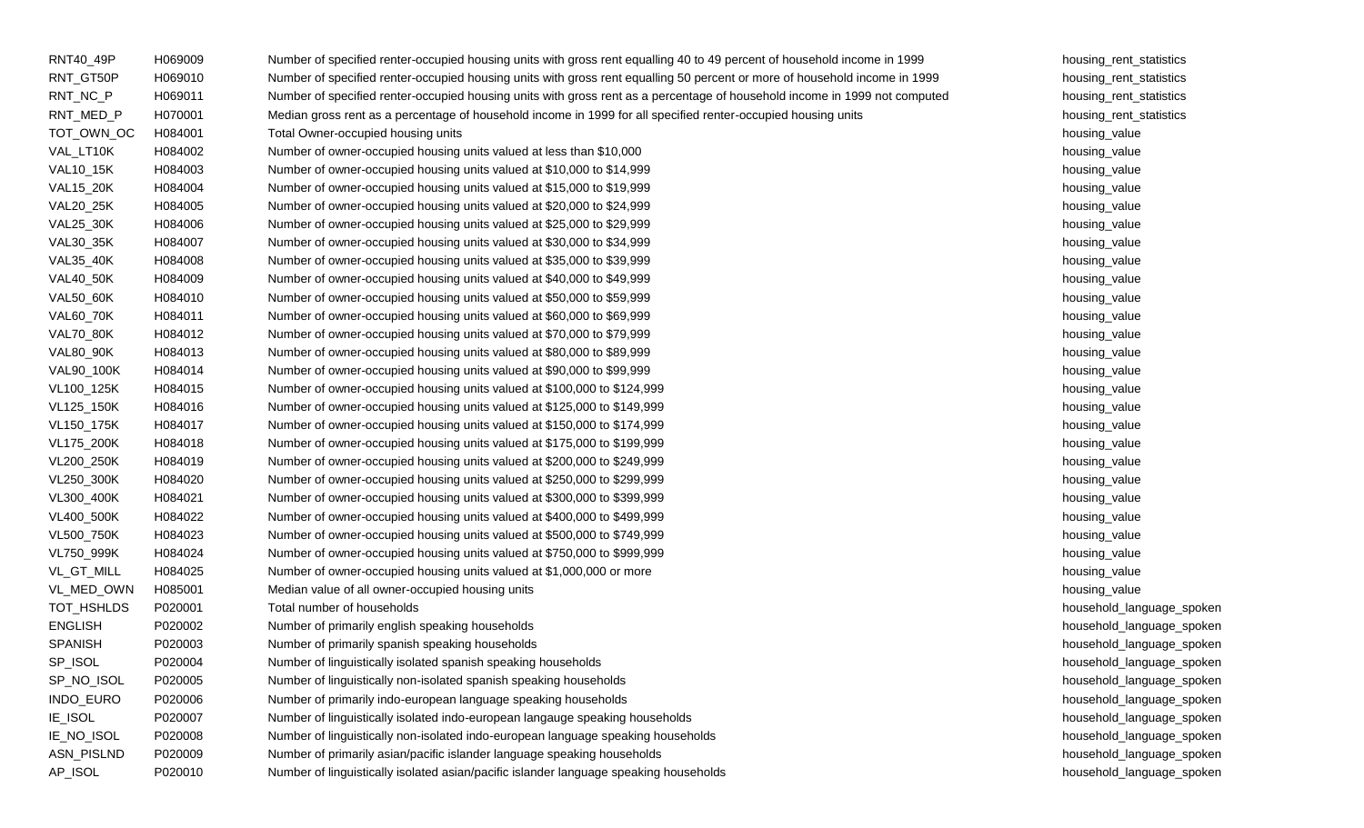| | | | |
|---|---|---|---|
| RNT40_49P | H069009 | Number of specified renter-occupied housing units with gross rent equalling 40 to 49 percent of household income in 1999 | housing_rent_statistics |
| RNT_GT50P | H069010 | Number of specified renter-occupied housing units with gross rent equalling 50 percent or more of household income in 1999 | housing_rent_statistics |
| RNT_NC_P | H069011 | Number of specified renter-occupied housing units with gross rent as a percentage of household income in 1999 not computed | housing_rent_statistics |
| RNT_MED_P | H070001 | Median gross rent as a percentage of household income in 1999 for all specified renter-occupied housing units | housing_rent_statistics |
| TOT_OWN_OC | H084001 | Total Owner-occupied housing units | housing_value |
| VAL_LT10K | H084002 | Number of owner-occupied housing units valued at less than $10,000 | housing_value |
| VAL10_15K | H084003 | Number of owner-occupied housing units valued at $10,000 to $14,999 | housing_value |
| VAL15_20K | H084004 | Number of owner-occupied housing units valued at $15,000 to $19,999 | housing_value |
| VAL20_25K | H084005 | Number of owner-occupied housing units valued at $20,000 to $24,999 | housing_value |
| VAL25_30K | H084006 | Number of owner-occupied housing units valued at $25,000 to $29,999 | housing_value |
| VAL30_35K | H084007 | Number of owner-occupied housing units valued at $30,000 to $34,999 | housing_value |
| VAL35_40K | H084008 | Number of owner-occupied housing units valued at $35,000 to $39,999 | housing_value |
| VAL40_50K | H084009 | Number of owner-occupied housing units valued at $40,000 to $49,999 | housing_value |
| VAL50_60K | H084010 | Number of owner-occupied housing units valued at $50,000 to $59,999 | housing_value |
| VAL60_70K | H084011 | Number of owner-occupied housing units valued at $60,000 to $69,999 | housing_value |
| VAL70_80K | H084012 | Number of owner-occupied housing units valued at $70,000 to $79,999 | housing_value |
| VAL80_90K | H084013 | Number of owner-occupied housing units valued at $80,000 to $89,999 | housing_value |
| VAL90_100K | H084014 | Number of owner-occupied housing units valued at $90,000 to $99,999 | housing_value |
| VL100_125K | H084015 | Number of owner-occupied housing units valued at $100,000 to $124,999 | housing_value |
| VL125_150K | H084016 | Number of owner-occupied housing units valued at $125,000 to $149,999 | housing_value |
| VL150_175K | H084017 | Number of owner-occupied housing units valued at $150,000 to $174,999 | housing_value |
| VL175_200K | H084018 | Number of owner-occupied housing units valued at $175,000 to $199,999 | housing_value |
| VL200_250K | H084019 | Number of owner-occupied housing units valued at $200,000 to $249,999 | housing_value |
| VL250_300K | H084020 | Number of owner-occupied housing units valued at $250,000 to $299,999 | housing_value |
| VL300_400K | H084021 | Number of owner-occupied housing units valued at $300,000 to $399,999 | housing_value |
| VL400_500K | H084022 | Number of owner-occupied housing units valued at $400,000 to $499,999 | housing_value |
| VL500_750K | H084023 | Number of owner-occupied housing units valued at $500,000 to $749,999 | housing_value |
| VL750_999K | H084024 | Number of owner-occupied housing units valued at $750,000 to $999,999 | housing_value |
| VL_GT_MILL | H084025 | Number of owner-occupied housing units valued at $1,000,000 or more | housing_value |
| VL_MED_OWN | H085001 | Median value of all owner-occupied housing units | housing_value |
| TOT_HSHLDS | P020001 | Total number of households | household_language_spoken |
| ENGLISH | P020002 | Number of primarily english speaking households | household_language_spoken |
| SPANISH | P020003 | Number of primarily spanish speaking households | household_language_spoken |
| SP_ISOL | P020004 | Number of linguistically isolated spanish speaking households | household_language_spoken |
| SP_NO_ISOL | P020005 | Number of linguistically non-isolated spanish speaking households | household_language_spoken |
| INDO_EURO | P020006 | Number of primarily indo-european language speaking households | household_language_spoken |
| IE_ISOL | P020007 | Number of linguistically isolated indo-european langauge speaking households | household_language_spoken |
| IE_NO_ISOL | P020008 | Number of linguistically non-isolated indo-european language speaking households | household_language_spoken |
| ASN_PISLND | P020009 | Number of primarily asian/pacific islander language speaking households | household_language_spoken |
| AP_ISOL | P020010 | Number of linguistically isolated asian/pacific islander language speaking households | household_language_spoken |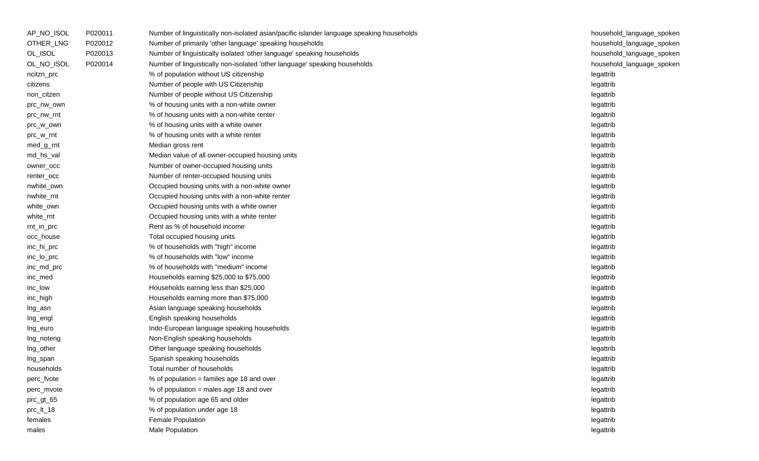| | | | |
|---|---|---|---|
| AP_NO_ISOL | P020011 | Number of linguistically non-isolated asian/pacific islander language speaking households | household_language_spoken |
| OTHER_LNG | P020012 | Number of primarily 'other language' speaking households | household_language_spoken |
| OL_ISOL | P020013 | Number of linguistically isolated 'other language' speaking households | household_language_spoken |
| OL_NO_ISOL | P020014 | Number of linguistically non-isolated 'other language' speaking households | household_language_spoken |
| ncitzn_prc | | % of population without US citizenship | legattrib |
| citizens | | Number of people with US Citizenship | legattrib |
| non_citzen | | Number of people without US Citizenship | legattrib |
| prc_nw_own | | % of housing units with a non-white owner | legattrib |
| prc_nw_rnt | | % of housing units with a non-white renter | legattrib |
| prc_w_own | | % of housing units with a white owner | legattrib |
| prc_w_rnt | | % of housing units with a white renter | legattrib |
| med_g_rnt | | Median gross rent | legattrib |
| md_hs_val | | Median value of all owner-occupied housing units | legattrib |
| owner_occ | | Number of owner-occupied housing units | legattrib |
| renter_occ | | Number of renter-occupied housing units | legattrib |
| nwhite_own | | Occupied housing units with a non-white owner | legattrib |
| nwhite_rnt | | Occupied housing units with a non-white renter | legattrib |
| white_own | | Occupied housing units with a white owner | legattrib |
| white_rnt | | Occupied housing units with a white renter | legattrib |
| rnt_in_prc | | Rent as % of household income | legattrib |
| occ_house | | Total occupied housing units | legattrib |
| inc_hi_prc | | % of households with "high" income | legattrib |
| inc_lo_prc | | % of households with "low" income | legattrib |
| inc_md_prc | | % of households with "medium" income | legattrib |
| inc_med | | Households earning $25,000 to $75,000 | legattrib |
| inc_low | | Households earning less than $25,000 | legattrib |
| inc_high | | Households earning more than $75,000 | legattrib |
| lng_asn | | Asian language speaking households | legattrib |
| lng_engl | | English speaking households | legattrib |
| lng_euro | | Indo-European language speaking households | legattrib |
| lng_noteng | | Non-English speaking households | legattrib |
| lng_other | | Other language speaking households | legattrib |
| lng_span | | Spanish speaking households | legattrib |
| households | | Total number of households | legattrib |
| perc_fvote | | % of population = familes age 18 and over | legattrib |
| perc_mvote | | % of population = males age 18 and over | legattrib |
| prc_gt_65 | | % of population age 65 and older | legattrib |
| prc_lt_18 | | % of population under age 18 | legattrib |
| females | | Female Population | legattrib |
| males | | Male Population | legattrib |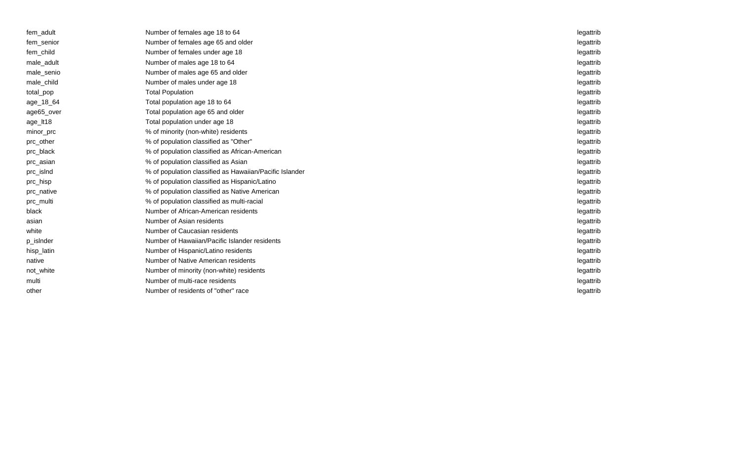| | | |
|---|---|---|
| fem_adult | Number of females age 18 to 64 | legattrib |
| fem_senior | Number of females age 65 and older | legattrib |
| fem_child | Number of females under age 18 | legattrib |
| male_adult | Number of males age 18 to 64 | legattrib |
| male_senio | Number of males age 65 and older | legattrib |
| male_child | Number of males under age 18 | legattrib |
| total_pop | Total Population | legattrib |
| age_18_64 | Total population age 18 to 64 | legattrib |
| age65_over | Total population age 65 and older | legattrib |
| age_lt18 | Total population under age 18 | legattrib |
| minor_prc | % of minority (non-white) residents | legattrib |
| prc_other | % of population classified as "Other" | legattrib |
| prc_black | % of population classified as African-American | legattrib |
| prc_asian | % of population classified as Asian | legattrib |
| prc_islnd | % of population classified as Hawaiian/Pacific Islander | legattrib |
| prc_hisp | % of population classified as Hispanic/Latino | legattrib |
| prc_native | % of population classified as Native American | legattrib |
| prc_multi | % of population classified as multi-racial | legattrib |
| black | Number of African-American residents | legattrib |
| asian | Number of Asian residents | legattrib |
| white | Number of Caucasian residents | legattrib |
| p_islnder | Number of Hawaiian/Pacific Islander residents | legattrib |
| hisp_latin | Number of Hispanic/Latino residents | legattrib |
| native | Number of Native American residents | legattrib |
| not_white | Number of minority (non-white) residents | legattrib |
| multi | Number of multi-race residents | legattrib |
| other | Number of residents of "other" race | legattrib |